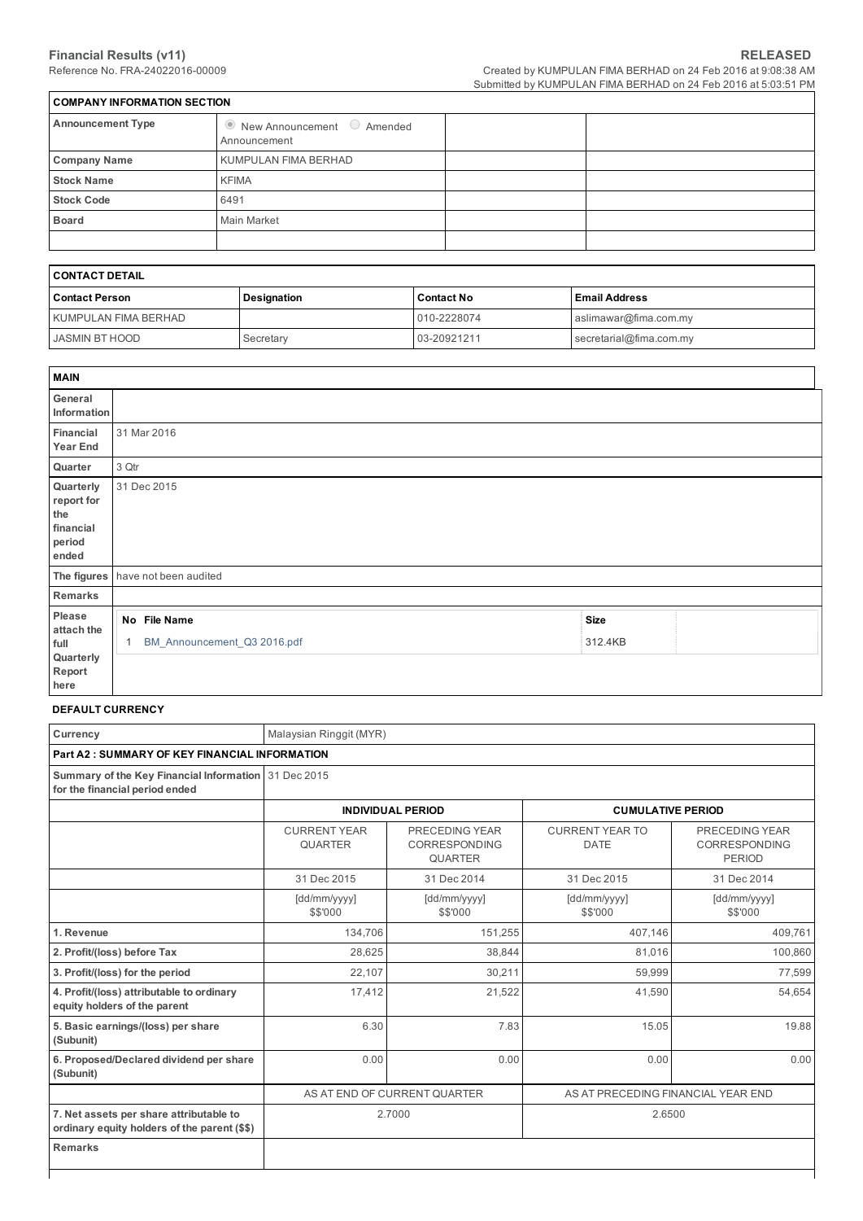**Financial Results (v11)** **RELEASED**

Reference No. FRA-24022016-00009

Created by KUMPULAN FIMA BERHAD on 24 Feb 2016 at 9:08:38 AM

Submitted by KUMPULAN FIMA BERHAD on 24 Feb 2016 at 5:03:51 PM

| COMPANY INFORMATION SECTION | | | |
|---|---|---|---|
| **Announcement Type** | ◉ New Announcement ○ Amended Announcement | | |
| **Company Name** | KUMPULAN FIMA BERHAD | | |
| **Stock Name** | KFIMA | | |
| **Stock Code** | 6491 | | |
| **Board** | Main Market | | |
| | | | |

| CONTACT DETAIL | | | |
|---|---|---|---|
| **Contact Person** | **Designation** | **Contact No** | **Email Address** |
| KUMPULAN FIMA BERHAD | | 010-2228074 | aslimawar@fima.com.my |
| JASMIN BT HOOD | Secretary | 03-20921211 | secretarial@fima.com.my |

| MAIN | |
|---|---|
| **General Information** | |
| **Financial Year End** | 31 Mar 2016 |
| **Quarter** | 3 Qtr |
| **Quarterly report for the financial period ended** | 31 Dec 2015 |
| **The figures** | have not been audited |
| **Remarks** | |
| **Please attach the full Quarterly Report here** | **No** **File Name** — 1 BM_Announcement_Q3 2016.pdf; **Size** — 312.4KB |

**DEFAULT CURRENCY**

| Currency | Malaysian Ringgit (MYR) | | | |
|---|---|---|---|---|
| **Part A2 : SUMMARY OF KEY FINANCIAL INFORMATION** | | | | |
| **Summary of the Key Financial Information for the financial period ended** | 31 Dec 2015 | | | |
| | **INDIVIDUAL PERIOD** | | **CUMULATIVE PERIOD** | |
| | CURRENT YEAR QUARTER | PRECEDING YEAR CORRESPONDING QUARTER | CURRENT YEAR TO DATE | PRECEDING YEAR CORRESPONDING PERIOD |
| | 31 Dec 2015 | 31 Dec 2014 | 31 Dec 2015 | 31 Dec 2014 |
| | [dd/mm/yyyy] $$'000 | [dd/mm/yyyy] $$'000 | [dd/mm/yyyy] $$'000 | [dd/mm/yyyy] $$'000 |
| **1. Revenue** | 134,706 | 151,255 | 407,146 | 409,761 |
| **2. Profit/(loss) before Tax** | 28,625 | 38,844 | 81,016 | 100,860 |
| **3. Profit/(loss) for the period** | 22,107 | 30,211 | 59,999 | 77,599 |
| **4. Profit/(loss) attributable to ordinary equity holders of the parent** | 17,412 | 21,522 | 41,590 | 54,654 |
| **5. Basic earnings/(loss) per share (Subunit)** | 6.30 | 7.83 | 15.05 | 19.88 |
| **6. Proposed/Declared dividend per share (Subunit)** | 0.00 | 0.00 | 0.00 | 0.00 |
| | AS AT END OF CURRENT QUARTER | | AS AT PRECEDING FINANCIAL YEAR END | |
| **7. Net assets per share attributable to ordinary equity holders of the parent ($$)** | 2.7000 | | 2.6500 | |
| **Remarks** | | | | |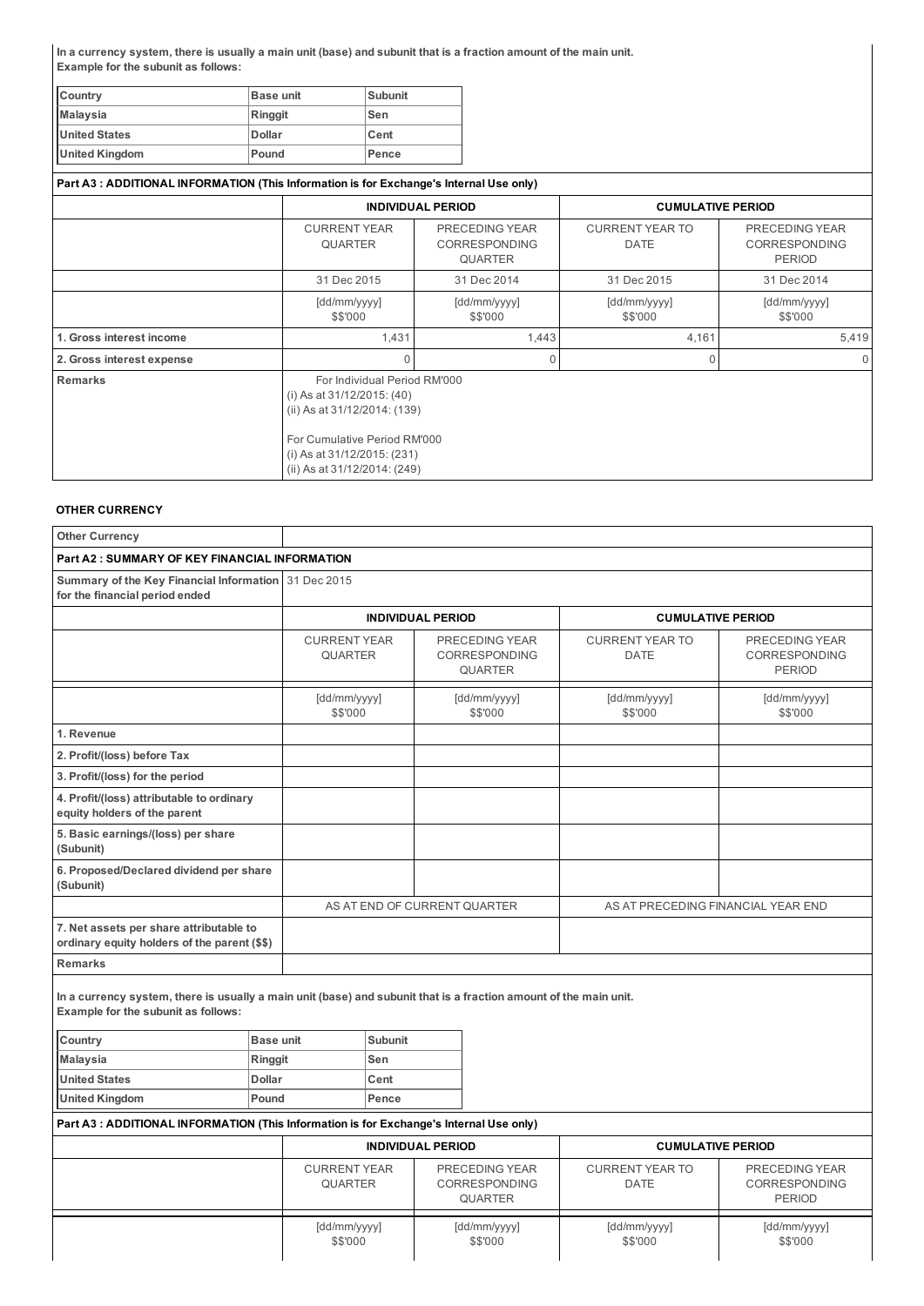**In a currency system, there is usually a main unit (base) and subunit that is a fraction amount of the main unit.**
**Example for the subunit as follows:**

| Country | Base unit | Subunit |
|---|---|---|
| Malaysia | Ringgit | Sen |
| United States | Dollar | Cent |
| United Kingdom | Pound | Pence |

**Part A3 : ADDITIONAL INFORMATION (This Information is for Exchange's Internal Use only)**

| | INDIVIDUAL PERIOD | | CUMULATIVE PERIOD | |
|---|---|---|---|---|
| | CURRENT YEAR QUARTER | PRECEDING YEAR CORRESPONDING QUARTER | CURRENT YEAR TO DATE | PRECEDING YEAR CORRESPONDING PERIOD |
| | 31 Dec 2015 | 31 Dec 2014 | 31 Dec 2015 | 31 Dec 2014 |
| | [dd/mm/yyyy] $$'000 | [dd/mm/yyyy] $$'000 | [dd/mm/yyyy] $$'000 | [dd/mm/yyyy] $$'000 |
| **1. Gross interest income** | 1,431 | 1,443 | 4,161 | 5,419 |
| **2. Gross interest expense** | 0 | 0 | 0 | 0 |
| **Remarks** | For Individual Period RM'000<br>(i) As at 31/12/2015: (40)<br>(ii) As at 31/12/2014: (139)<br><br>For Cumulative Period RM'000<br>(i) As at 31/12/2015: (231)<br>(ii) As at 31/12/2014: (249) | | | |

**OTHER CURRENCY**

| **Other Currency** | | | | |
|---|---|---|---|---|
| **Part A2 : SUMMARY OF KEY FINANCIAL INFORMATION** | | | | |
| **Summary of the Key Financial Information for the financial period ended** | 31 Dec 2015 | | | |
| | INDIVIDUAL PERIOD | | CUMULATIVE PERIOD | |
| | CURRENT YEAR QUARTER | PRECEDING YEAR CORRESPONDING QUARTER | CURRENT YEAR TO DATE | PRECEDING YEAR CORRESPONDING PERIOD |
| | [dd/mm/yyyy] $$'000 | [dd/mm/yyyy] $$'000 | [dd/mm/yyyy] $$'000 | [dd/mm/yyyy] $$'000 |
| **1. Revenue** | | | | |
| **2. Profit/(loss) before Tax** | | | | |
| **3. Profit/(loss) for the period** | | | | |
| **4. Profit/(loss) attributable to ordinary equity holders of the parent** | | | | |
| **5. Basic earnings/(loss) per share (Subunit)** | | | | |
| **6. Proposed/Declared dividend per share (Subunit)** | | | | |
| | AS AT END OF CURRENT QUARTER | | AS AT PRECEDING FINANCIAL YEAR END | |
| **7. Net assets per share attributable to ordinary equity holders of the parent ($$)** | | | | |
| **Remarks** | | | | |

**In a currency system, there is usually a main unit (base) and subunit that is a fraction amount of the main unit.**
**Example for the subunit as follows:**

| Country | Base unit | Subunit |
|---|---|---|
| Malaysia | Ringgit | Sen |
| United States | Dollar | Cent |
| United Kingdom | Pound | Pence |

**Part A3 : ADDITIONAL INFORMATION (This Information is for Exchange's Internal Use only)**

| | INDIVIDUAL PERIOD | | CUMULATIVE PERIOD | |
|---|---|---|---|---|
| | CURRENT YEAR QUARTER | PRECEDING YEAR CORRESPONDING QUARTER | CURRENT YEAR TO DATE | PRECEDING YEAR CORRESPONDING PERIOD |
| | [dd/mm/yyyy] $$'000 | [dd/mm/yyyy] $$'000 | [dd/mm/yyyy] $$'000 | [dd/mm/yyyy] $$'000 |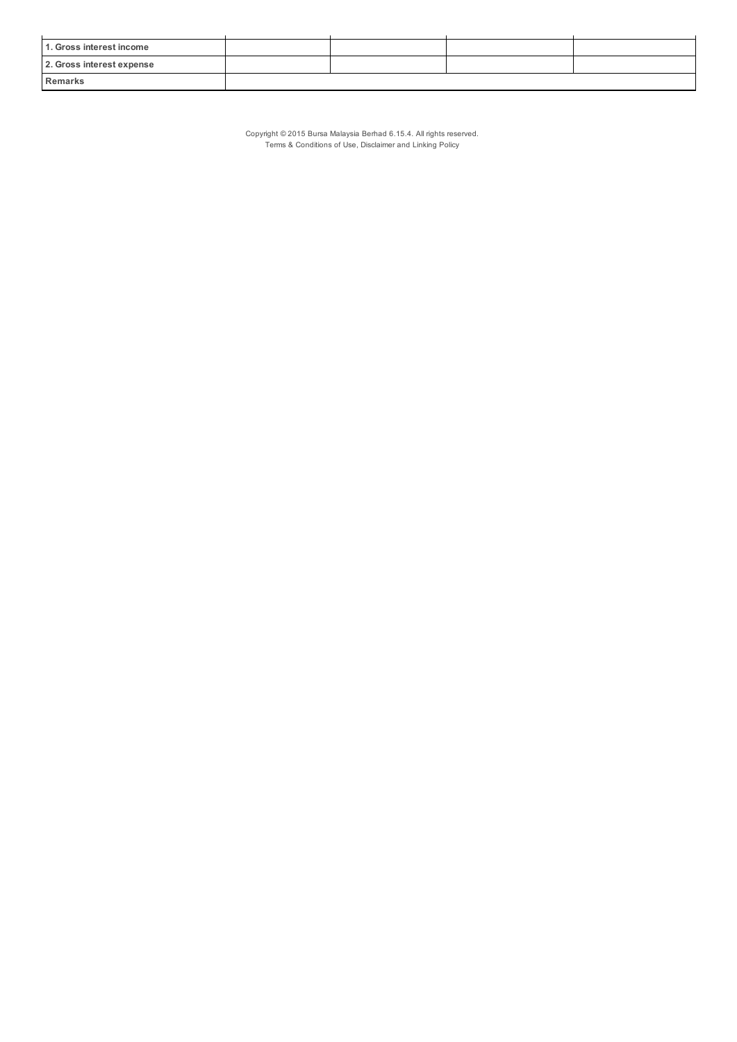| | | | | |
|---|---|---|---|---|
| 1. Gross interest income | | | | |
| 2. Gross interest expense | | | | |
| Remarks | | | | |

Copyright © 2015 Bursa Malaysia Berhad 6.15.4. All rights reserved.
Terms & Conditions of Use, Disclaimer and Linking Policy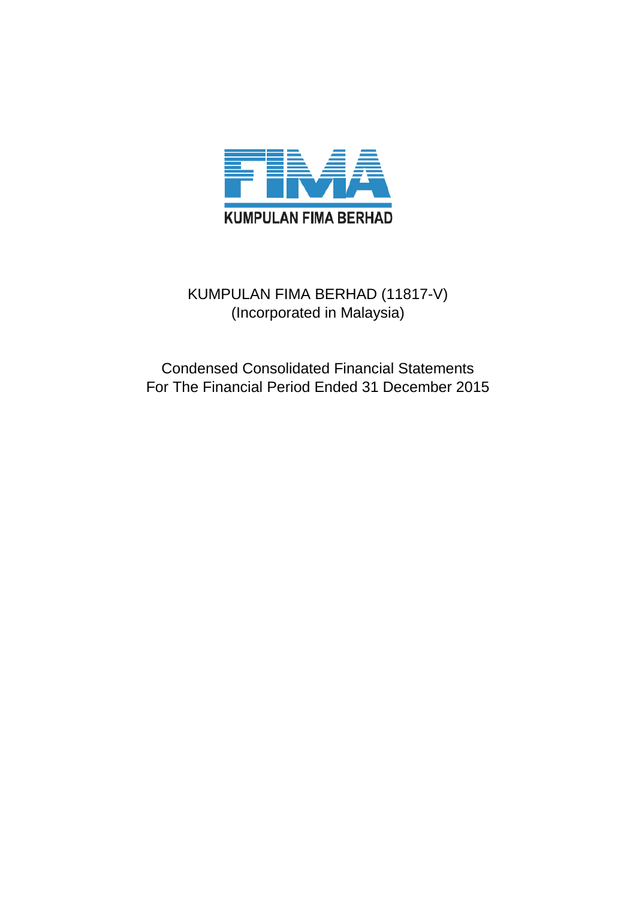KUMPULAN FIMA BERHAD

KUMPULAN FIMA BERHAD (11817-V)
(Incorporated in Malaysia)

Condensed Consolidated Financial Statements
For The Financial Period Ended 31 December 2015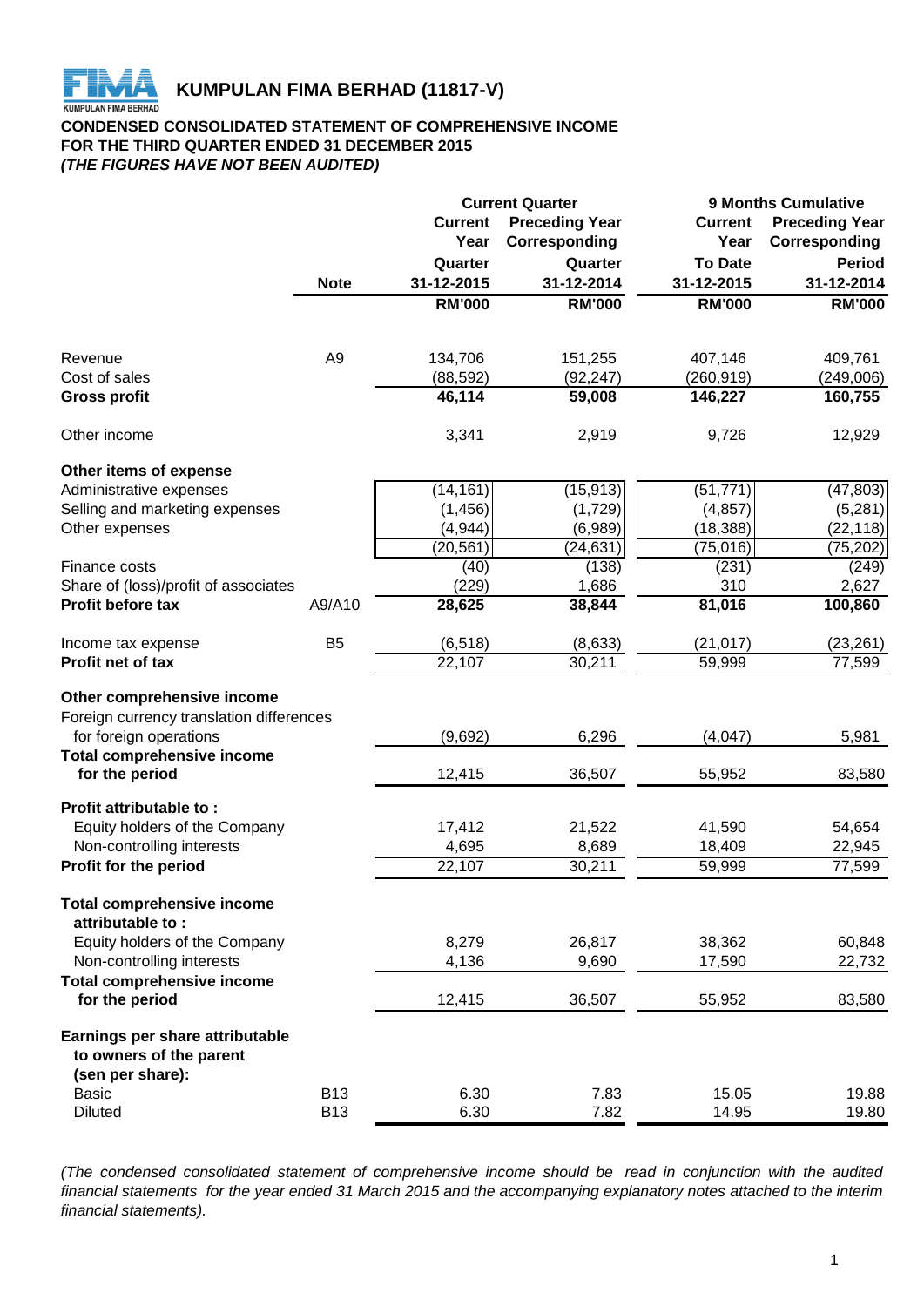# KUMPULAN FIMA BERHAD (11817-V)

**CONDENSED CONSOLIDATED STATEMENT OF COMPREHENSIVE INCOME**
**FOR THE THIRD QUARTER ENDED 31 DECEMBER 2015**
***(THE FIGURES HAVE NOT BEEN AUDITED)***

| | Note | Current Quarter | | 9 Months Cumulative | |
|---|---|---|---|---|---|
| | | Current Year Quarter 31-12-2015 | Preceding Year Corresponding Quarter 31-12-2014 | Current Year To Date 31-12-2015 | Preceding Year Corresponding Period 31-12-2014 |
| | | RM'000 | RM'000 | RM'000 | RM'000 |
| Revenue | A9 | 134,706 | 151,255 | 407,146 | 409,761 |
| Cost of sales | | (88,592) | (92,247) | (260,919) | (249,006) |
| **Gross profit** | | **46,114** | **59,008** | **146,227** | **160,755** |
| Other income | | 3,341 | 2,919 | 9,726 | 12,929 |
| **Other items of expense** | | | | | |
| Administrative expenses | | (14,161) | (15,913) | (51,771) | (47,803) |
| Selling and marketing expenses | | (1,456) | (1,729) | (4,857) | (5,281) |
| Other expenses | | (4,944) | (6,989) | (18,388) | (22,118) |
| | | (20,561) | (24,631) | (75,016) | (75,202) |
| Finance costs | | (40) | (138) | (231) | (249) |
| Share of (loss)/profit of associates | | (229) | 1,686 | 310 | 2,627 |
| **Profit before tax** | A9/A10 | **28,625** | **38,844** | **81,016** | **100,860** |
| Income tax expense | B5 | (6,518) | (8,633) | (21,017) | (23,261) |
| **Profit net of tax** | | 22,107 | 30,211 | 59,999 | 77,599 |
| **Other comprehensive income** | | | | | |
| Foreign currency translation differences for foreign operations | | (9,692) | 6,296 | (4,047) | 5,981 |
| **Total comprehensive income for the period** | | 12,415 | 36,507 | 55,952 | 83,580 |
| **Profit attributable to :** | | | | | |
| Equity holders of the Company | | 17,412 | 21,522 | 41,590 | 54,654 |
| Non-controlling interests | | 4,695 | 8,689 | 18,409 | 22,945 |
| **Profit for the period** | | 22,107 | 30,211 | 59,999 | 77,599 |
| **Total comprehensive income attributable to :** | | | | | |
| Equity holders of the Company | | 8,279 | 26,817 | 38,362 | 60,848 |
| Non-controlling interests | | 4,136 | 9,690 | 17,590 | 22,732 |
| **Total comprehensive income for the period** | | 12,415 | 36,507 | 55,952 | 83,580 |
| **Earnings per share attributable to owners of the parent (sen per share):** | | | | | |
| Basic | B13 | 6.30 | 7.83 | 15.05 | 19.88 |
| Diluted | B13 | 6.30 | 7.82 | 14.95 | 19.80 |

*(The condensed consolidated statement of comprehensive income should be read in conjunction with the audited financial statements for the year ended 31 March 2015 and the accompanying explanatory notes attached to the interim financial statements).*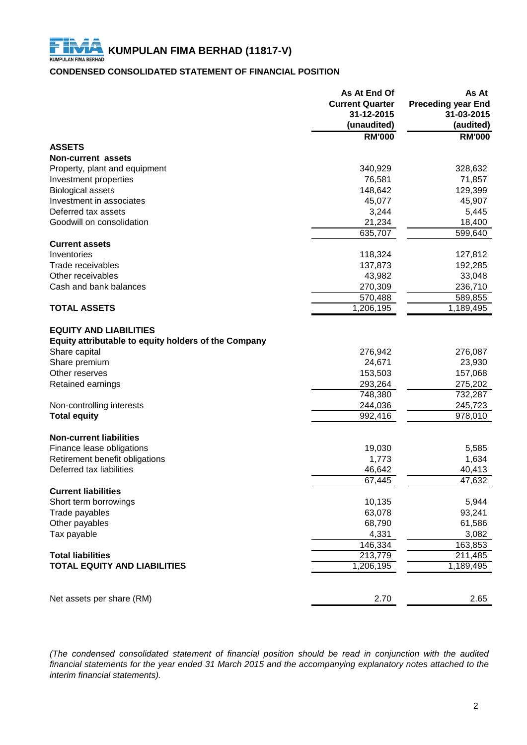# KUMPULAN FIMA BERHAD (11817-V)

## CONDENSED CONSOLIDATED STATEMENT OF FINANCIAL POSITION

| | As At End Of Current Quarter 31-12-2015 (unaudited) | As At Preceding year End 31-03-2015 (audited) |
|---|---|---|
| | RM'000 | RM'000 |
| **ASSETS** | | |
| **Non-current assets** | | |
| Property, plant and equipment | 340,929 | 328,632 |
| Investment properties | 76,581 | 71,857 |
| Biological assets | 148,642 | 129,399 |
| Investment in associates | 45,077 | 45,907 |
| Deferred tax assets | 3,244 | 5,445 |
| Goodwill on consolidation | 21,234 | 18,400 |
| | 635,707 | 599,640 |
| **Current assets** | | |
| Inventories | 118,324 | 127,812 |
| Trade receivables | 137,873 | 192,285 |
| Other receivables | 43,982 | 33,048 |
| Cash and bank balances | 270,309 | 236,710 |
| | 570,488 | 589,855 |
| **TOTAL ASSETS** | 1,206,195 | 1,189,495 |
| | | |
| **EQUITY AND LIABILITIES** | | |
| **Equity attributable to equity holders of the Company** | | |
| Share capital | 276,942 | 276,087 |
| Share premium | 24,671 | 23,930 |
| Other reserves | 153,503 | 157,068 |
| Retained earnings | 293,264 | 275,202 |
| | 748,380 | 732,287 |
| Non-controlling interests | 244,036 | 245,723 |
| **Total equity** | 992,416 | 978,010 |
| | | |
| **Non-current liabilities** | | |
| Finance lease obligations | 19,030 | 5,585 |
| Retirement benefit obligations | 1,773 | 1,634 |
| Deferred tax liabilities | 46,642 | 40,413 |
| | 67,445 | 47,632 |
| **Current liabilities** | | |
| Short term borrowings | 10,135 | 5,944 |
| Trade payables | 63,078 | 93,241 |
| Other payables | 68,790 | 61,586 |
| Tax payable | 4,331 | 3,082 |
| | 146,334 | 163,853 |
| **Total liabilities** | 213,779 | 211,485 |
| **TOTAL EQUITY AND LIABILITIES** | 1,206,195 | 1,189,495 |
| | | |
| Net assets per share (RM) | 2.70 | 2.65 |

*(The condensed consolidated statement of financial position should be read in conjunction with the audited financial statements for the year ended 31 March 2015 and the accompanying explanatory notes attached to the interim financial statements).*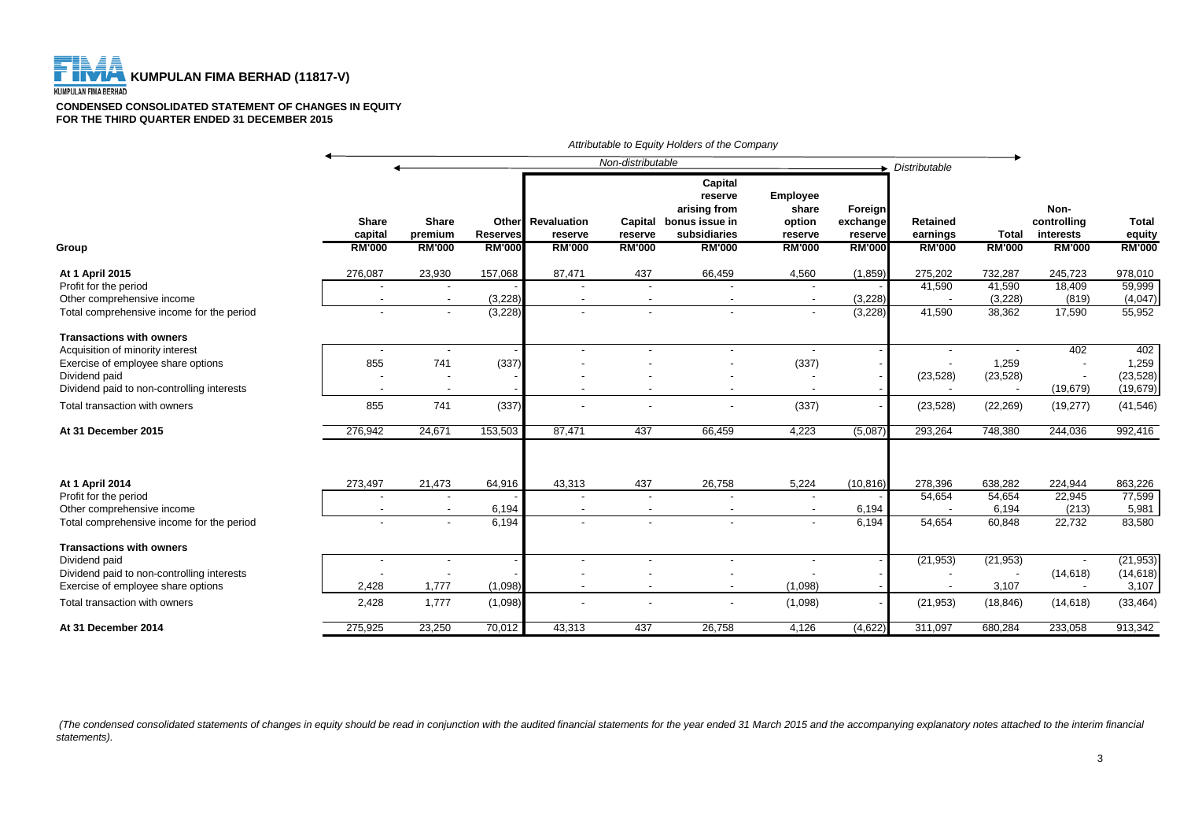# KUMPULAN FIMA BERHAD (11817-V)

**CONDENSED CONSOLIDATED STATEMENT OF CHANGES IN EQUITY**
**FOR THE THIRD QUARTER ENDED 31 DECEMBER 2015**

| | *Attributable to Equity Holders of the Company* | | | | | | | | | | | |
|---|---|---|---|---|---|---|---|---|---|---|---|---|
| | *Non-distributable* | | | | | | | | *Distributable* | | | |
| **Group** | **Share capital RM'000** | **Share premium RM'000** | **Other Reserves RM'000** | **Revaluation reserve RM'000** | **Capital reserve RM'000** | **Capital reserve arising from bonus issue in subsidiaries RM'000** | **Employee share option reserve RM'000** | **Foreign exchange reserve RM'000** | **Retained earnings RM'000** | **Total RM'000** | **Non-controlling interests RM'000** | **Total equity RM'000** |
| **At 1 April 2015** | 276,087 | 23,930 | 157,068 | 87,471 | 437 | 66,459 | 4,560 | (1,859) | 275,202 | 732,287 | 245,723 | 978,010 |
| Profit for the period | - | - | - | - | - | - | - | - | 41,590 | 41,590 | 18,409 | 59,999 |
| Other comprehensive income | - | - | (3,228) | - | - | - | - | (3,228) | - | (3,228) | (819) | (4,047) |
| Total comprehensive income for the period | - | - | (3,228) | - | - | - | - | (3,228) | 41,590 | 38,362 | 17,590 | 55,952 |
| **Transactions with owners** | | | | | | | | | | | | |
| Acquisition of minority interest | - | - | - | - | - | - | - | - | - | - | 402 | 402 |
| Exercise of employee share options | 855 | 741 | (337) | - | - | - | (337) | - | - | 1,259 | - | 1,259 |
| Dividend paid | - | - | - | - | - | - | - | - | (23,528) | (23,528) | - | (23,528) |
| Dividend paid to non-controlling interests | - | - | - | - | - | - | - | - | - | - | (19,679) | (19,679) |
| Total transaction with owners | 855 | 741 | (337) | - | - | - | (337) | - | (23,528) | (22,269) | (19,277) | (41,546) |
| **At 31 December 2015** | 276,942 | 24,671 | 153,503 | 87,471 | 437 | 66,459 | 4,223 | (5,087) | 293,264 | 748,380 | 244,036 | 992,416 |
| | | | | | | | | | | | | |
| **At 1 April 2014** | 273,497 | 21,473 | 64,916 | 43,313 | 437 | 26,758 | 5,224 | (10,816) | 278,396 | 638,282 | 224,944 | 863,226 |
| Profit for the period | - | - | - | - | - | - | - | - | 54,654 | 54,654 | 22,945 | 77,599 |
| Other comprehensive income | - | - | 6,194 | - | - | - | - | 6,194 | - | 6,194 | (213) | 5,981 |
| Total comprehensive income for the period | - | - | 6,194 | - | - | - | - | 6,194 | 54,654 | 60,848 | 22,732 | 83,580 |
| **Transactions with owners** | | | | | | | | | | | | |
| Dividend paid | - | - | - | - | - | - | - | - | (21,953) | (21,953) | - | (21,953) |
| Dividend paid to non-controlling interests | - | - | - | - | - | - | - | - | - | - | (14,618) | (14,618) |
| Exercise of employee share options | 2,428 | 1,777 | (1,098) | - | - | - | (1,098) | - | - | 3,107 | - | 3,107 |
| Total transaction with owners | 2,428 | 1,777 | (1,098) | - | - | - | (1,098) | - | (21,953) | (18,846) | (14,618) | (33,464) |
| **At 31 December 2014** | 275,925 | 23,250 | 70,012 | 43,313 | 437 | 26,758 | 4,126 | (4,622) | 311,097 | 680,284 | 233,058 | 913,342 |

*(The condensed consolidated statements of changes in equity should be read in conjunction with the audited financial statements for the year ended 31 March 2015 and the accompanying explanatory notes attached to the interim financial statements).*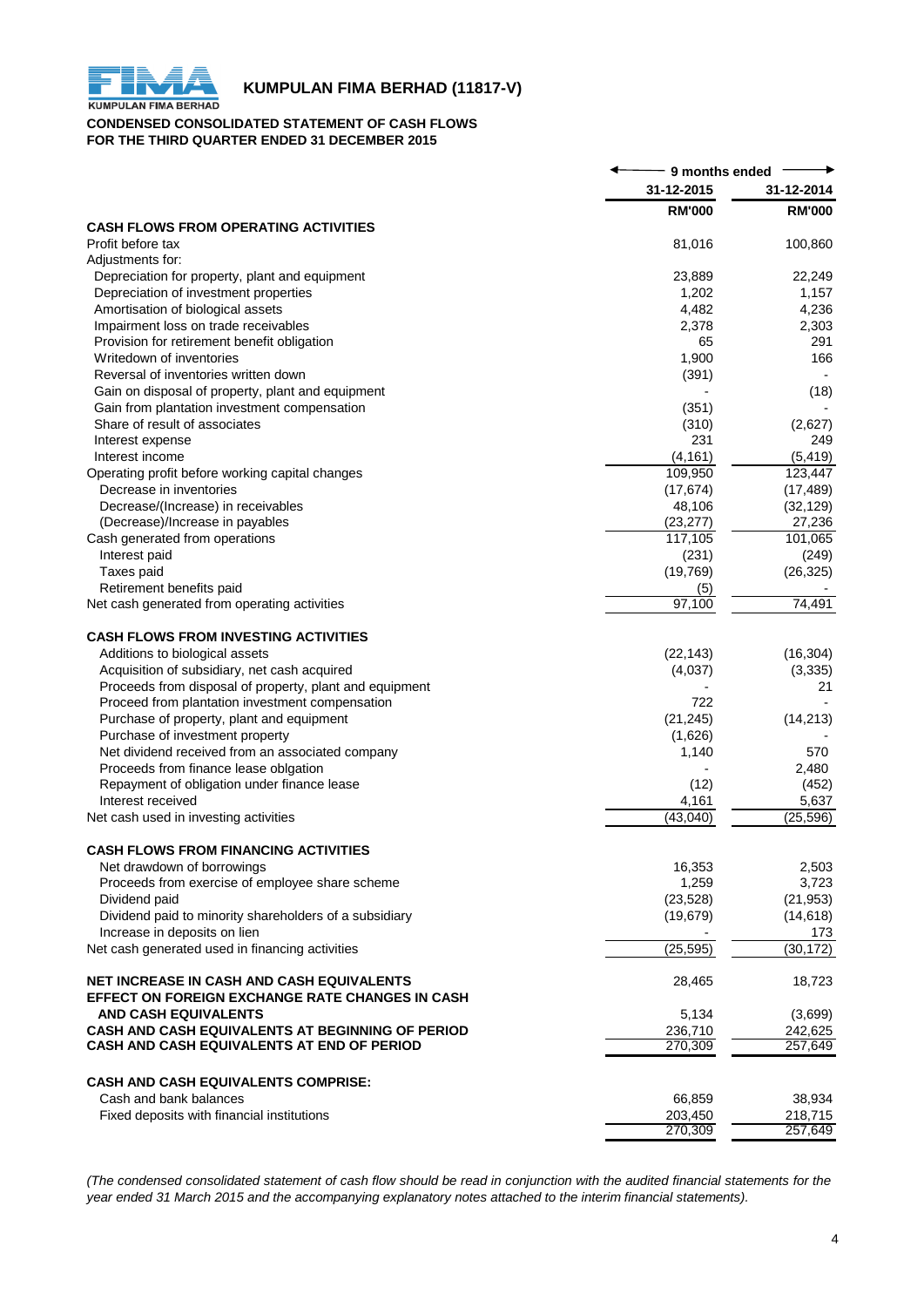# KUMPULAN FIMA BERHAD (11817-V)

**CONDENSED CONSOLIDATED STATEMENT OF CASH FLOWS**
**FOR THE THIRD QUARTER ENDED 31 DECEMBER 2015**

| | 9 months ended | |
|---|---|---|
| | **31-12-2015** | **31-12-2014** |
| | **RM'000** | **RM'000** |
| **CASH FLOWS FROM OPERATING ACTIVITIES** | | |
| Profit before tax | 81,016 | 100,860 |
| Adjustments for: | | |
| Depreciation for property, plant and equipment | 23,889 | 22,249 |
| Depreciation of investment properties | 1,202 | 1,157 |
| Amortisation of biological assets | 4,482 | 4,236 |
| Impairment loss on trade receivables | 2,378 | 2,303 |
| Provision for retirement benefit obligation | 65 | 291 |
| Writedown of inventories | 1,900 | 166 |
| Reversal of inventories written down | (391) | - |
| Gain on disposal of property, plant and equipment | - | (18) |
| Gain from plantation investment compensation | (351) | - |
| Share of result of associates | (310) | (2,627) |
| Interest expense | 231 | 249 |
| Interest income | (4,161) | (5,419) |
| Operating profit before working capital changes | 109,950 | 123,447 |
| Decrease in inventories | (17,674) | (17,489) |
| Decrease/(Increase) in receivables | 48,106 | (32,129) |
| (Decrease)/Increase in payables | (23,277) | 27,236 |
| Cash generated from operations | 117,105 | 101,065 |
| Interest paid | (231) | (249) |
| Taxes paid | (19,769) | (26,325) |
| Retirement benefits paid | (5) | - |
| Net cash generated from operating activities | 97,100 | 74,491 |
| **CASH FLOWS FROM INVESTING ACTIVITIES** | | |
| Additions to biological assets | (22,143) | (16,304) |
| Acquisition of subsidiary, net cash acquired | (4,037) | (3,335) |
| Proceeds from disposal of property, plant and equipment | - | 21 |
| Proceed from plantation investment compensation | 722 | - |
| Purchase of property, plant and equipment | (21,245) | (14,213) |
| Purchase of investment property | (1,626) | - |
| Net dividend received from an associated company | 1,140 | 570 |
| Proceeds from finance lease oblgation | - | 2,480 |
| Repayment of obligation under finance lease | (12) | (452) |
| Interest received | 4,161 | 5,637 |
| Net cash used in investing activities | (43,040) | (25,596) |
| **CASH FLOWS FROM FINANCING ACTIVITIES** | | |
| Net drawdown of borrowings | 16,353 | 2,503 |
| Proceeds from exercise of employee share scheme | 1,259 | 3,723 |
| Dividend paid | (23,528) | (21,953) |
| Dividend paid to minority shareholders of a subsidiary | (19,679) | (14,618) |
| Increase in deposits on lien | - | 173 |
| Net cash generated used in financing activities | (25,595) | (30,172) |
| **NET INCREASE IN CASH AND CASH EQUIVALENTS** | 28,465 | 18,723 |
| **EFFECT ON FOREIGN EXCHANGE RATE CHANGES IN CASH AND CASH EQUIVALENTS** | 5,134 | (3,699) |
| **CASH AND CASH EQUIVALENTS AT BEGINNING OF PERIOD** | 236,710 | 242,625 |
| **CASH AND CASH EQUIVALENTS AT END OF PERIOD** | 270,309 | 257,649 |
| **CASH AND CASH EQUIVALENTS COMPRISE:** | | |
| Cash and bank balances | 66,859 | 38,934 |
| Fixed deposits with financial institutions | 203,450 | 218,715 |
| | 270,309 | 257,649 |

*(The condensed consolidated statement of cash flow should be read in conjunction with the audited financial statements for the year ended 31 March 2015 and the accompanying explanatory notes attached to the interim financial statements).*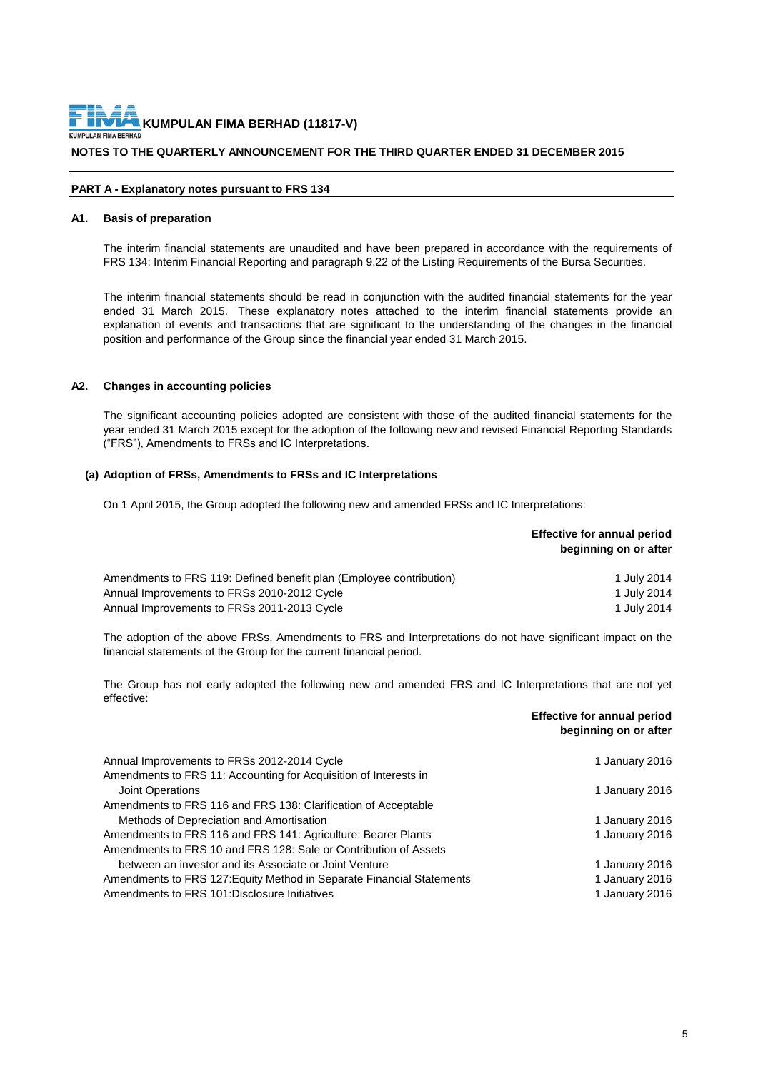**KUMPULAN FIMA BERHAD (11817-V)**

**NOTES TO THE QUARTERLY ANNOUNCEMENT FOR THE THIRD QUARTER ENDED 31 DECEMBER 2015**

**PART A - Explanatory notes pursuant to FRS 134**

## A1. Basis of preparation

The interim financial statements are unaudited and have been prepared in accordance with the requirements of FRS 134: Interim Financial Reporting and paragraph 9.22 of the Listing Requirements of the Bursa Securities.

The interim financial statements should be read in conjunction with the audited financial statements for the year ended 31 March 2015. These explanatory notes attached to the interim financial statements provide an explanation of events and transactions that are significant to the understanding of the changes in the financial position and performance of the Group since the financial year ended 31 March 2015.

## A2. Changes in accounting policies

The significant accounting policies adopted are consistent with those of the audited financial statements for the year ended 31 March 2015 except for the adoption of the following new and revised Financial Reporting Standards ("FRS"), Amendments to FRSs and IC Interpretations.

### (a) Adoption of FRSs, Amendments to FRSs and IC Interpretations

On 1 April 2015, the Group adopted the following new and amended FRSs and IC Interpretations:

| | Effective for annual period beginning on or after |
|---|---|
| Amendments to FRS 119: Defined benefit plan (Employee contribution) | 1 July 2014 |
| Annual Improvements to FRSs 2010-2012 Cycle | 1 July 2014 |
| Annual Improvements to FRSs 2011-2013 Cycle | 1 July 2014 |

The adoption of the above FRSs, Amendments to FRS and Interpretations do not have significant impact on the financial statements of the Group for the current financial period.

The Group has not early adopted the following new and amended FRS and IC Interpretations that are not yet effective:

| | Effective for annual period beginning on or after |
|---|---|
| Annual Improvements to FRSs 2012-2014 Cycle | 1 January 2016 |
| Amendments to FRS 11: Accounting for Acquisition of Interests in Joint Operations | 1 January 2016 |
| Amendments to FRS 116 and FRS 138: Clarification of Acceptable Methods of Depreciation and Amortisation | 1 January 2016 |
| Amendments to FRS 116 and FRS 141: Agriculture: Bearer Plants | 1 January 2016 |
| Amendments to FRS 10 and FRS 128: Sale or Contribution of Assets between an investor and its Associate or Joint Venture | 1 January 2016 |
| Amendments to FRS 127:Equity Method in Separate Financial Statements | 1 January 2016 |
| Amendments to FRS 101:Disclosure Initiatives | 1 January 2016 |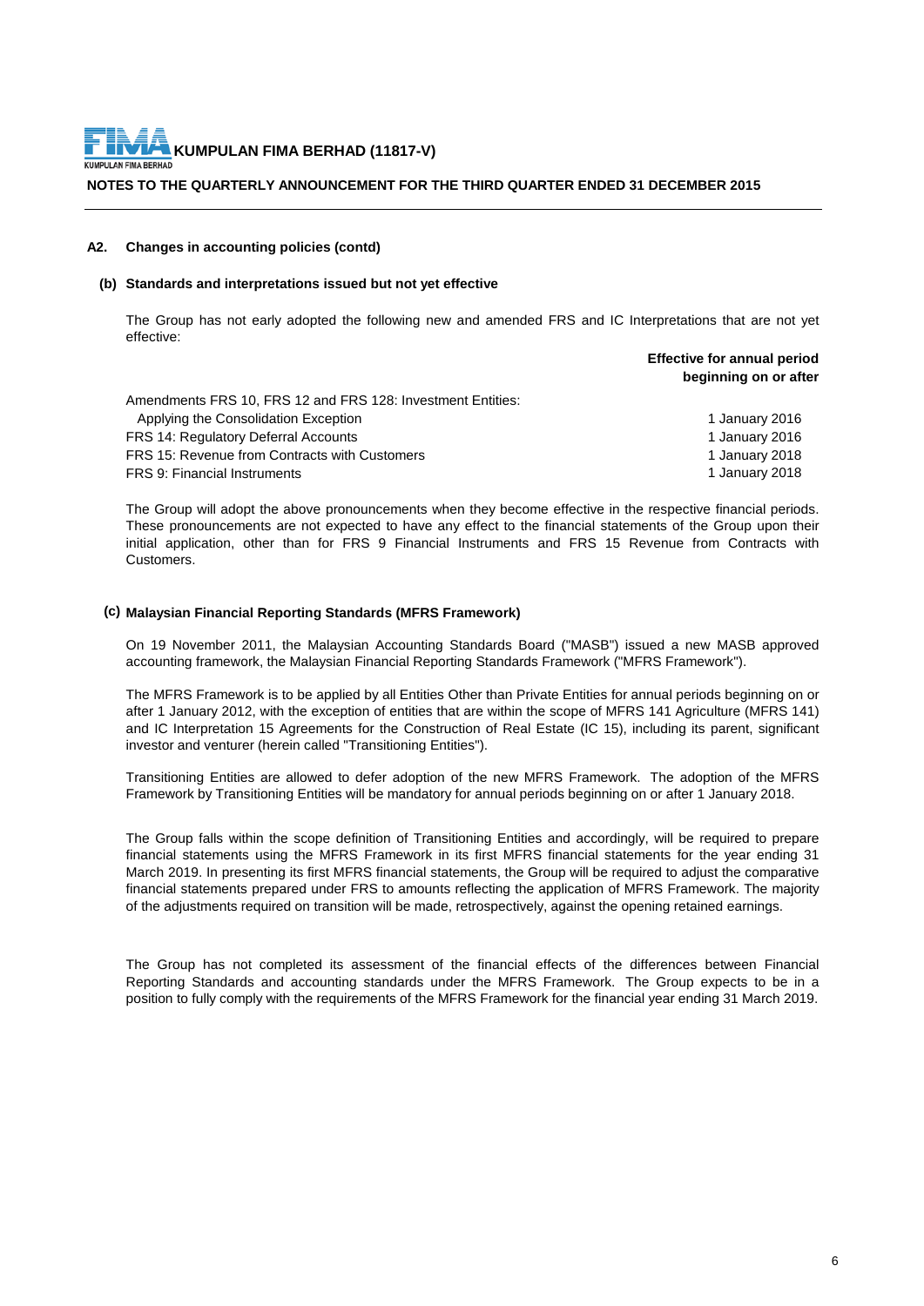### A2. Changes in accounting policies (contd)

#### (b) Standards and interpretations issued but not yet effective

The Group has not early adopted the following new and amended FRS and IC Interpretations that are not yet effective:

| | Effective for annual period beginning on or after |
|---|---|
| Amendments FRS 10, FRS 12 and FRS 128: Investment Entities: Applying the Consolidation Exception | 1 January 2016 |
| FRS 14: Regulatory Deferral Accounts | 1 January 2016 |
| FRS 15: Revenue from Contracts with Customers | 1 January 2018 |
| FRS 9: Financial Instruments | 1 January 2018 |

The Group will adopt the above pronouncements when they become effective in the respective financial periods. These pronouncements are not expected to have any effect to the financial statements of the Group upon their initial application, other than for FRS 9 Financial Instruments and FRS 15 Revenue from Contracts with Customers.

#### (c) Malaysian Financial Reporting Standards (MFRS Framework)

On 19 November 2011, the Malaysian Accounting Standards Board ("MASB") issued a new MASB approved accounting framework, the Malaysian Financial Reporting Standards Framework ("MFRS Framework").

The MFRS Framework is to be applied by all Entities Other than Private Entities for annual periods beginning on or after 1 January 2012, with the exception of entities that are within the scope of MFRS 141 Agriculture (MFRS 141) and IC Interpretation 15 Agreements for the Construction of Real Estate (IC 15), including its parent, significant investor and venturer (herein called "Transitioning Entities").

Transitioning Entities are allowed to defer adoption of the new MFRS Framework. The adoption of the MFRS Framework by Transitioning Entities will be mandatory for annual periods beginning on or after 1 January 2018.

The Group falls within the scope definition of Transitioning Entities and accordingly, will be required to prepare financial statements using the MFRS Framework in its first MFRS financial statements for the year ending 31 March 2019. In presenting its first MFRS financial statements, the Group will be required to adjust the comparative financial statements prepared under FRS to amounts reflecting the application of MFRS Framework. The majority of the adjustments required on transition will be made, retrospectively, against the opening retained earnings.

The Group has not completed its assessment of the financial effects of the differences between Financial Reporting Standards and accounting standards under the MFRS Framework. The Group expects to be in a position to fully comply with the requirements of the MFRS Framework for the financial year ending 31 March 2019.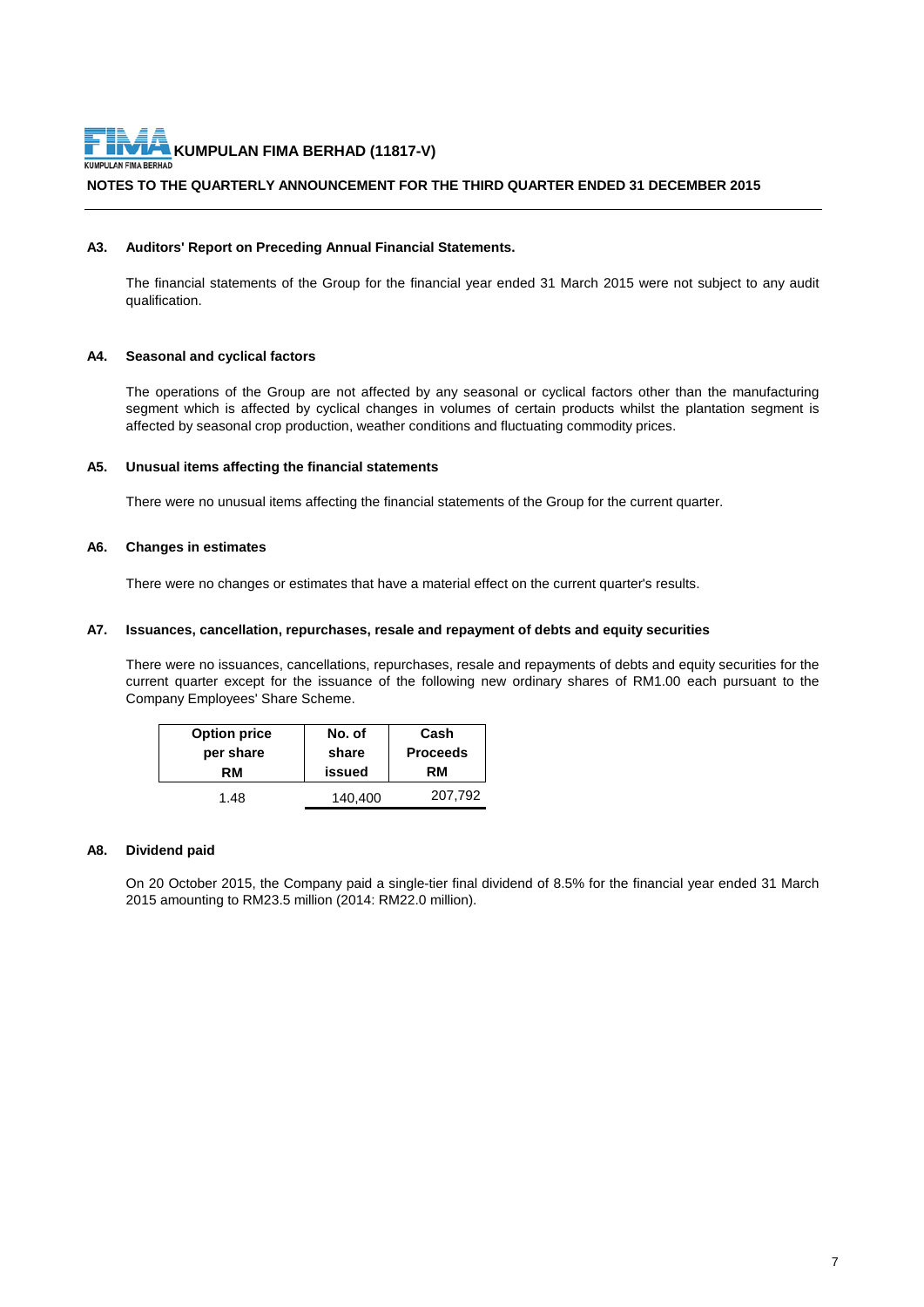### A3. Auditors' Report on Preceding Annual Financial Statements.

The financial statements of the Group for the financial year ended 31 March 2015 were not subject to any audit qualification.

### A4. Seasonal and cyclical factors

The operations of the Group are not affected by any seasonal or cyclical factors other than the manufacturing segment which is affected by cyclical changes in volumes of certain products whilst the plantation segment is affected by seasonal crop production, weather conditions and fluctuating commodity prices.

### A5. Unusual items affecting the financial statements

There were no unusual items affecting the financial statements of the Group for the current quarter.

### A6. Changes in estimates

There were no changes or estimates that have a material effect on the current quarter's results.

### A7. Issuances, cancellation, repurchases, resale and repayment of debts and equity securities

There were no issuances, cancellations, repurchases, resale and repayments of debts and equity securities for the current quarter except for the issuance of the following new ordinary shares of RM1.00 each pursuant to the Company Employees' Share Scheme.

| Option price per share RM | No. of share issued | Cash Proceeds RM |
|---|---|---|
| 1.48 | 140,400 | 207,792 |

### A8. Dividend paid

On 20 October 2015, the Company paid a single-tier final dividend of 8.5% for the financial year ended 31 March 2015 amounting to RM23.5 million (2014: RM22.0 million).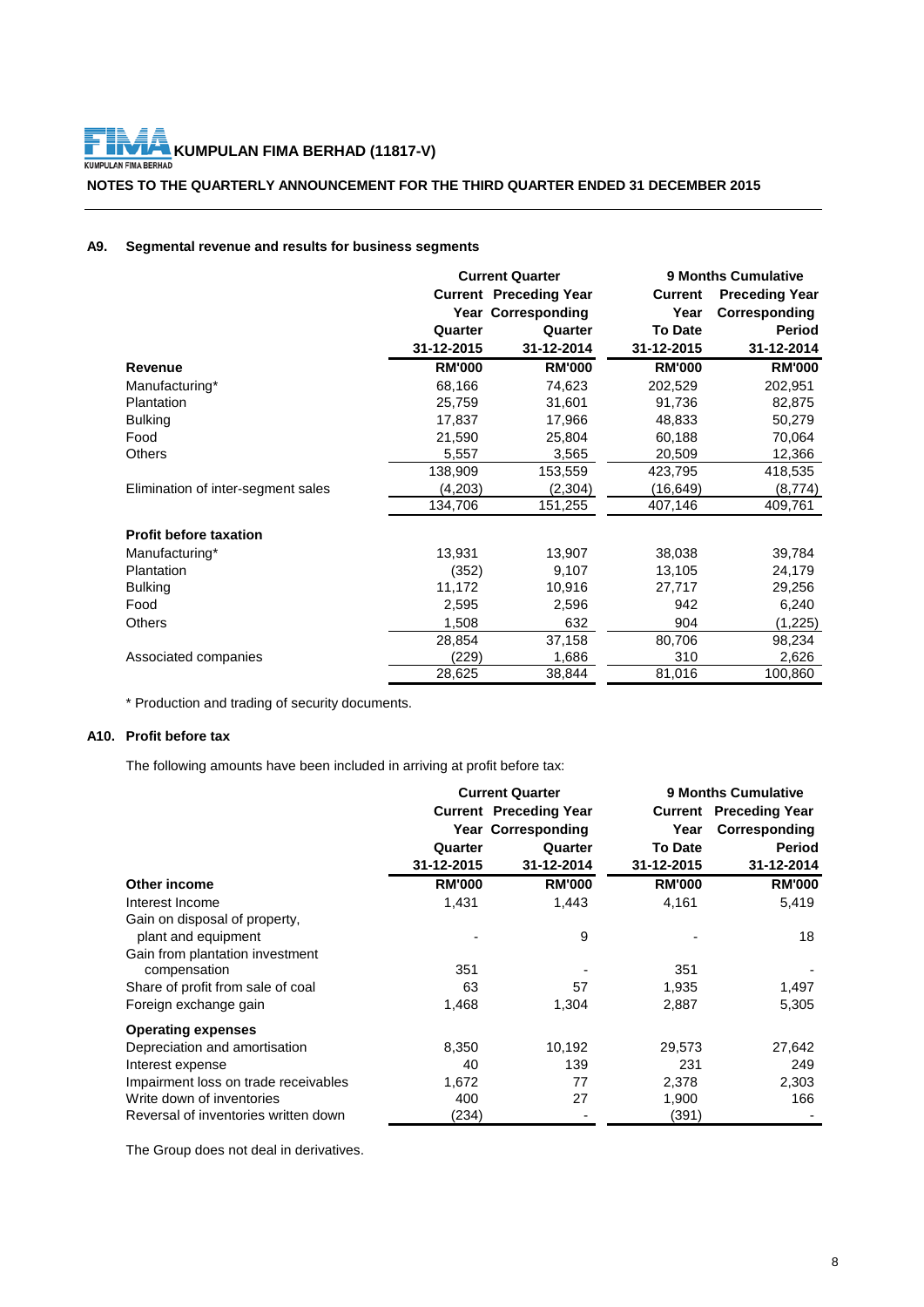**KUMPULAN FIMA BERHAD (11817-V)**

**NOTES TO THE QUARTERLY ANNOUNCEMENT FOR THE THIRD QUARTER ENDED 31 DECEMBER 2015**

### A9. Segmental revenue and results for business segments

| | Current Quarter | | 9 Months Cumulative | |
|---|---|---|---|---|
| | Current Year Quarter | Preceding Year Corresponding Quarter | Current Year To Date | Preceding Year Corresponding Period |
| | 31-12-2015 | 31-12-2014 | 31-12-2015 | 31-12-2014 |
| **Revenue** | **RM'000** | **RM'000** | **RM'000** | **RM'000** |
| Manufacturing* | 68,166 | 74,623 | 202,529 | 202,951 |
| Plantation | 25,759 | 31,601 | 91,736 | 82,875 |
| Bulking | 17,837 | 17,966 | 48,833 | 50,279 |
| Food | 21,590 | 25,804 | 60,188 | 70,064 |
| Others | 5,557 | 3,565 | 20,509 | 12,366 |
| | 138,909 | 153,559 | 423,795 | 418,535 |
| Elimination of inter-segment sales | (4,203) | (2,304) | (16,649) | (8,774) |
| | 134,706 | 151,255 | 407,146 | 409,761 |
| **Profit before taxation** | | | | |
| Manufacturing* | 13,931 | 13,907 | 38,038 | 39,784 |
| Plantation | (352) | 9,107 | 13,105 | 24,179 |
| Bulking | 11,172 | 10,916 | 27,717 | 29,256 |
| Food | 2,595 | 2,596 | 942 | 6,240 |
| Others | 1,508 | 632 | 904 | (1,225) |
| | 28,854 | 37,158 | 80,706 | 98,234 |
| Associated companies | (229) | 1,686 | 310 | 2,626 |
| | 28,625 | 38,844 | 81,016 | 100,860 |

* Production and trading of security documents.

### A10. Profit before tax

The following amounts have been included in arriving at profit before tax:

| | Current Quarter | | 9 Months Cumulative | |
|---|---|---|---|---|
| | Current Year Quarter | Preceding Year Corresponding Quarter | Current Year To Date | Preceding Year Corresponding Period |
| | 31-12-2015 | 31-12-2014 | 31-12-2015 | 31-12-2014 |
| **Other income** | **RM'000** | **RM'000** | **RM'000** | **RM'000** |
| Interest Income | 1,431 | 1,443 | 4,161 | 5,419 |
| Gain on disposal of property, plant and equipment | - | 9 | - | 18 |
| Gain from plantation investment compensation | 351 | - | 351 | - |
| Share of profit from sale of coal | 63 | 57 | 1,935 | 1,497 |
| Foreign exchange gain | 1,468 | 1,304 | 2,887 | 5,305 |
| **Operating expenses** | | | | |
| Depreciation and amortisation | 8,350 | 10,192 | 29,573 | 27,642 |
| Interest expense | 40 | 139 | 231 | 249 |
| Impairment loss on trade receivables | 1,672 | 77 | 2,378 | 2,303 |
| Write down of inventories | 400 | 27 | 1,900 | 166 |
| Reversal of inventories written down | (234) | - | (391) | - |

The Group does not deal in derivatives.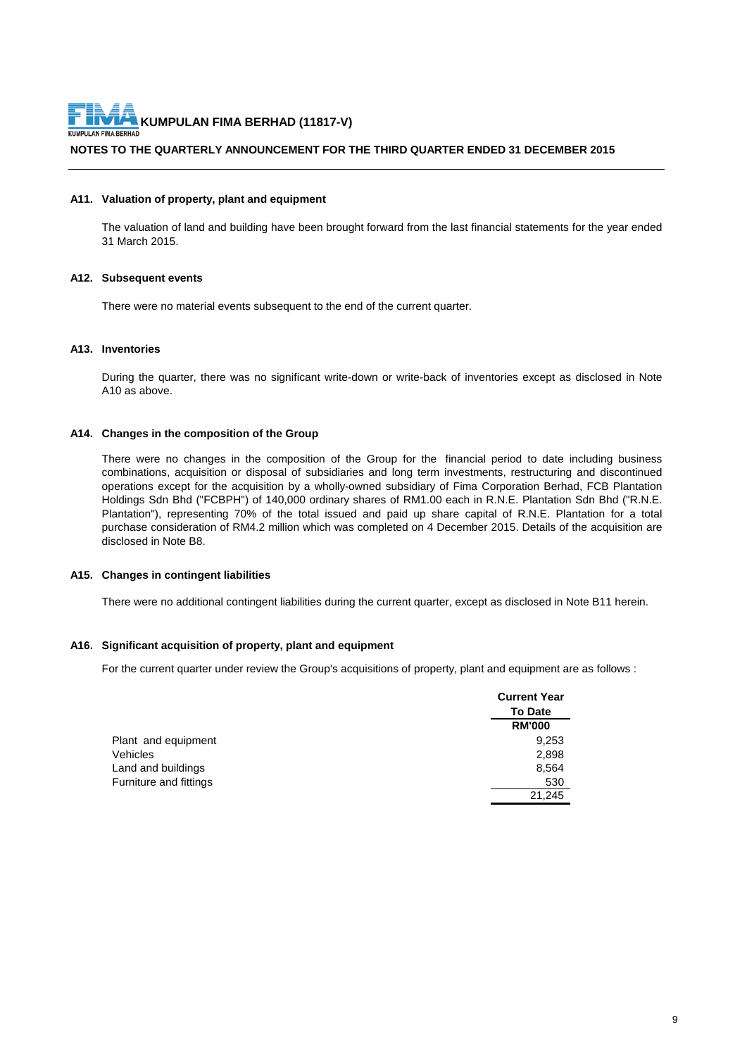## A11. Valuation of property, plant and equipment

The valuation of land and building have been brought forward from the last financial statements for the year ended 31 March 2015.

## A12. Subsequent events

There were no material events subsequent to the end of the current quarter.

## A13. Inventories

During the quarter, there was no significant write-down or write-back of inventories except as disclosed in Note A10 as above.

## A14. Changes in the composition of the Group

There were no changes in the composition of the Group for the financial period to date including business combinations, acquisition or disposal of subsidiaries and long term investments, restructuring and discontinued operations except for the acquisition by a wholly-owned subsidiary of Fima Corporation Berhad, FCB Plantation Holdings Sdn Bhd ("FCBPH") of 140,000 ordinary shares of RM1.00 each in R.N.E. Plantation Sdn Bhd ("R.N.E. Plantation"), representing 70% of the total issued and paid up share capital of R.N.E. Plantation for a total purchase consideration of RM4.2 million which was completed on 4 December 2015. Details of the acquisition are disclosed in Note B8.

## A15. Changes in contingent liabilities

There were no additional contingent liabilities during the current quarter, except as disclosed in Note B11 herein.

## A16. Significant acquisition of property, plant and equipment

For the current quarter under review the Group's acquisitions of property, plant and equipment are as follows :

| | Current Year To Date |
|---|---|
| | **RM'000** |
| Plant and equipment | 9,253 |
| Vehicles | 2,898 |
| Land and buildings | 8,564 |
| Furniture and fittings | 530 |
| | 21,245 |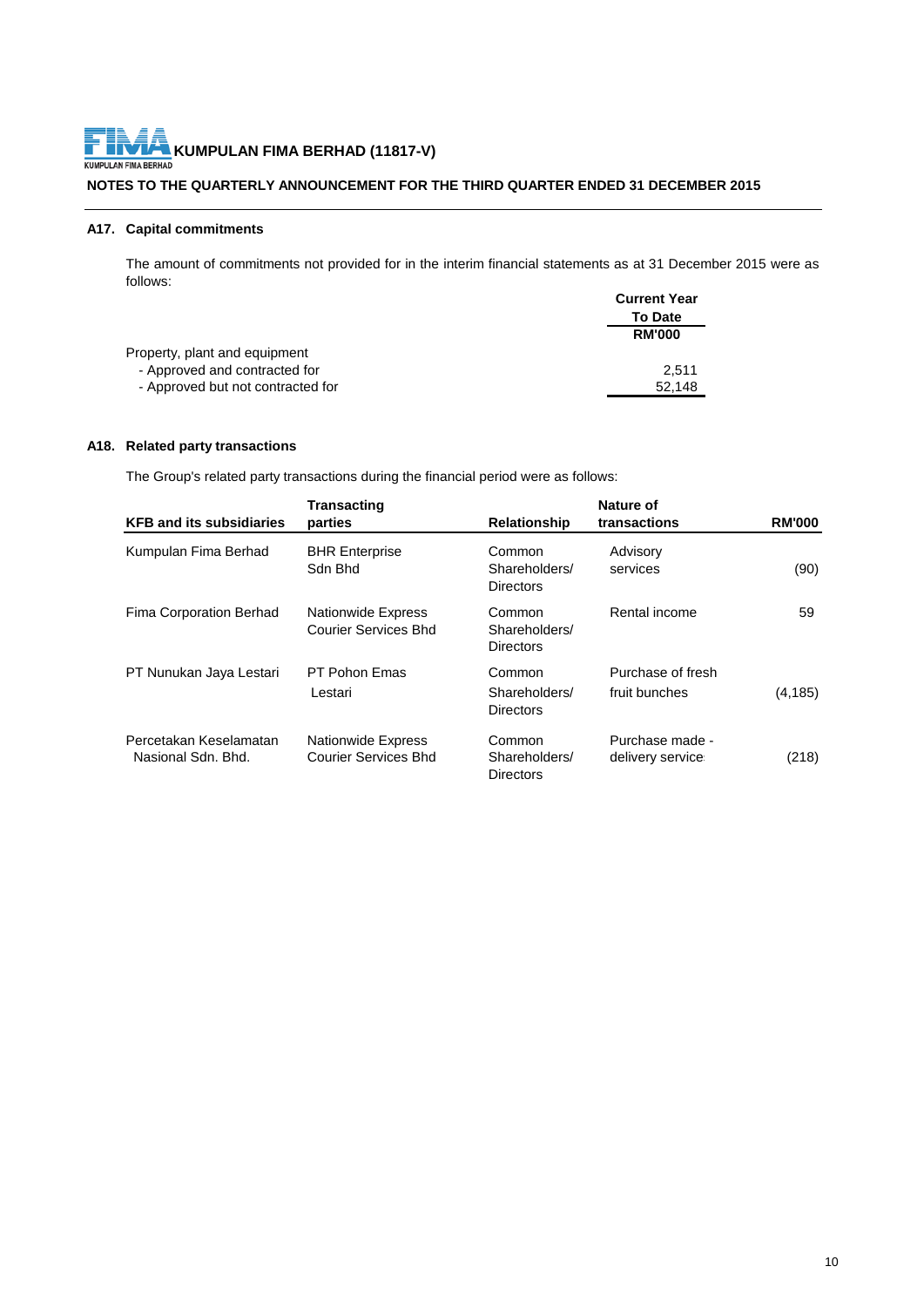**KUMPULAN FIMA BERHAD (11817-V)**

**NOTES TO THE QUARTERLY ANNOUNCEMENT FOR THE THIRD QUARTER ENDED 31 DECEMBER 2015**

### A17. Capital commitments

The amount of commitments not provided for in the interim financial statements as at 31 December 2015 were as follows:

| | Current Year To Date RM'000 |
|---|---|
| Property, plant and equipment | |
| - Approved and contracted for | 2,511 |
| - Approved but not contracted for | 52,148 |

### A18. Related party transactions

The Group's related party transactions during the financial period were as follows:

| KFB and its subsidiaries | Transacting parties | Relationship | Nature of transactions | RM'000 |
|---|---|---|---|---|
| Kumpulan Fima Berhad | BHR Enterprise Sdn Bhd | Common Shareholders/ Directors | Advisory services | (90) |
| Fima Corporation Berhad | Nationwide Express Courier Services Bhd | Common Shareholders/ Directors | Rental income | 59 |
| PT Nunukan Jaya Lestari | PT Pohon Emas Lestari | Common Shareholders/ Directors | Purchase of fresh fruit bunches | (4,185) |
| Percetakan Keselamatan Nasional Sdn. Bhd. | Nationwide Express Courier Services Bhd | Common Shareholders/ Directors | Purchase made - delivery service | (218) |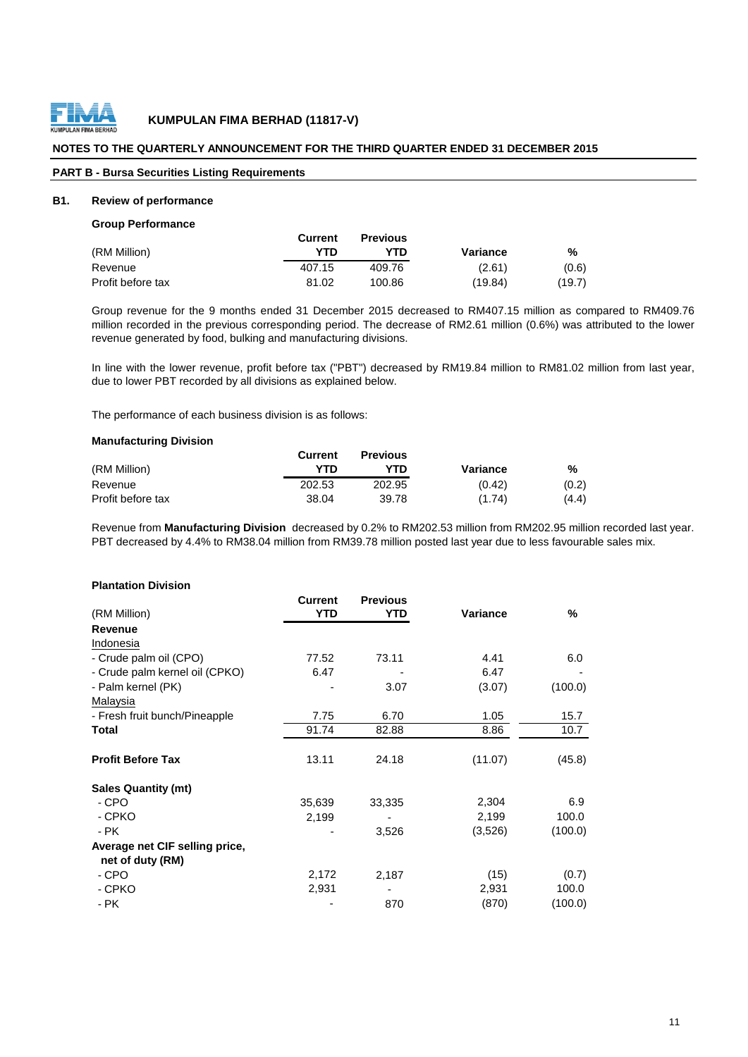**KUMPULAN FIMA BERHAD (11817-V)**

**NOTES TO THE QUARTERLY ANNOUNCEMENT FOR THE THIRD QUARTER ENDED 31 DECEMBER 2015**

**PART B - Bursa Securities Listing Requirements**

## B1. Review of performance

**Group Performance**

| (RM Million) | Current YTD | Previous YTD | Variance | % |
|---|---|---|---|---|
| Revenue | 407.15 | 409.76 | (2.61) | (0.6) |
| Profit before tax | 81.02 | 100.86 | (19.84) | (19.7) |

Group revenue for the 9 months ended 31 December 2015 decreased to RM407.15 million as compared to RM409.76 million recorded in the previous corresponding period. The decrease of RM2.61 million (0.6%) was attributed to the lower revenue generated by food, bulking and manufacturing divisions.

In line with the lower revenue, profit before tax ("PBT") decreased by RM19.84 million to RM81.02 million from last year, due to lower PBT recorded by all divisions as explained below.

The performance of each business division is as follows:

**Manufacturing Division**

| (RM Million) | Current YTD | Previous YTD | Variance | % |
|---|---|---|---|---|
| Revenue | 202.53 | 202.95 | (0.42) | (0.2) |
| Profit before tax | 38.04 | 39.78 | (1.74) | (4.4) |

Revenue from **Manufacturing Division** decreased by 0.2% to RM202.53 million from RM202.95 million recorded last year. PBT decreased by 4.4% to RM38.04 million from RM39.78 million posted last year due to less favourable sales mix.

**Plantation Division**

| (RM Million) | Current YTD | Previous YTD | Variance | % |
|---|---|---|---|---|
| **Revenue** | | | | |
| Indonesia | | | | |
| - Crude palm oil (CPO) | 77.52 | 73.11 | 4.41 | 6.0 |
| - Crude palm kernel oil (CPKO) | 6.47 | - | 6.47 | - |
| - Palm kernel (PK) | - | 3.07 | (3.07) | (100.0) |
| Malaysia | | | | |
| - Fresh fruit bunch/Pineapple | 7.75 | 6.70 | 1.05 | 15.7 |
| **Total** | 91.74 | 82.88 | 8.86 | 10.7 |
| **Profit Before Tax** | 13.11 | 24.18 | (11.07) | (45.8) |
| **Sales Quantity (mt)** | | | | |
| - CPO | 35,639 | 33,335 | 2,304 | 6.9 |
| - CPKO | 2,199 | - | 2,199 | 100.0 |
| - PK | - | 3,526 | (3,526) | (100.0) |
| **Average net CIF selling price, net of duty (RM)** | | | | |
| - CPO | 2,172 | 2,187 | (15) | (0.7) |
| - CPKO | 2,931 | - | 2,931 | 100.0 |
| - PK | - | 870 | (870) | (100.0) |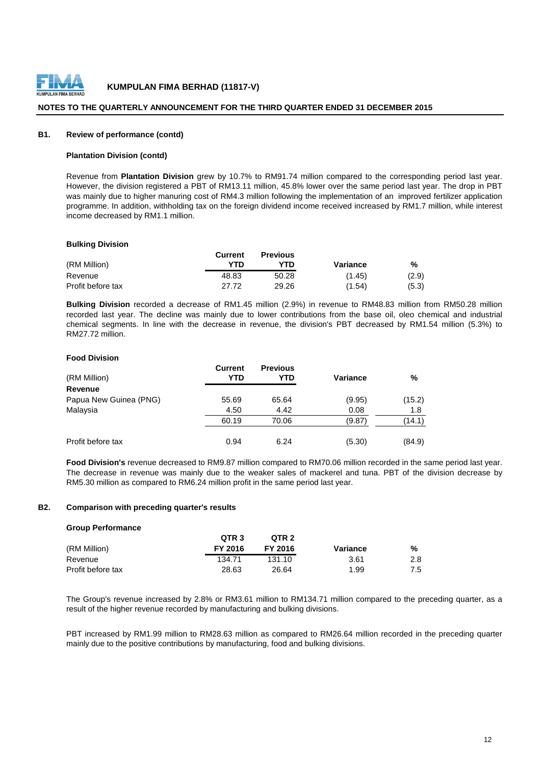### B1. Review of performance (contd)

**Plantation Division (contd)**

Revenue from **Plantation Division** grew by 10.7% to RM91.74 million compared to the corresponding period last year. However, the division registered a PBT of RM13.11 million, 45.8% lower over the same period last year. The drop in PBT was mainly due to higher manuring cost of RM4.3 million following the implementation of an improved fertilizer application programme. In addition, withholding tax on the foreign dividend income received increased by RM1.7 million, while interest income decreased by RM1.1 million.

**Bulking Division**

| (RM Million) | Current YTD | Previous YTD | Variance | % |
|---|---|---|---|---|
| Revenue | 48.83 | 50.28 | (1.45) | (2.9) |
| Profit before tax | 27.72 | 29.26 | (1.54) | (5.3) |

**Bulking Division** recorded a decrease of RM1.45 million (2.9%) in revenue to RM48.83 million from RM50.28 million recorded last year. The decline was mainly due to lower contributions from the base oil, oleo chemical and industrial chemical segments. In line with the decrease in revenue, the division's PBT decreased by RM1.54 million (5.3%) to RM27.72 million.

**Food Division**

| (RM Million) | Current YTD | Previous YTD | Variance | % |
|---|---|---|---|---|
| **Revenue** | | | | |
| Papua New Guinea (PNG) | 55.69 | 65.64 | (9.95) | (15.2) |
| Malaysia | 4.50 | 4.42 | 0.08 | 1.8 |
| | 60.19 | 70.06 | (9.87) | (14.1) |
| Profit before tax | 0.94 | 6.24 | (5.30) | (84.9) |

**Food Division's** revenue decreased to RM9.87 million compared to RM70.06 million recorded in the same period last year. The decrease in revenue was mainly due to the weaker sales of mackerel and tuna. PBT of the division decrease by RM5.30 million as compared to RM6.24 million profit in the same period last year.

### B2. Comparison with preceding quarter's results

**Group Performance**

| (RM Million) | QTR 3 FY 2016 | QTR 2 FY 2016 | Variance | % |
|---|---|---|---|---|
| Revenue | 134.71 | 131.10 | 3.61 | 2.8 |
| Profit before tax | 28.63 | 26.64 | 1.99 | 7.5 |

The Group's revenue increased by 2.8% or RM3.61 million to RM134.71 million compared to the preceding quarter, as a result of the higher revenue recorded by manufacturing and bulking divisions.

PBT increased by RM1.99 million to RM28.63 million as compared to RM26.64 million recorded in the preceding quarter mainly due to the positive contributions by manufacturing, food and bulking divisions.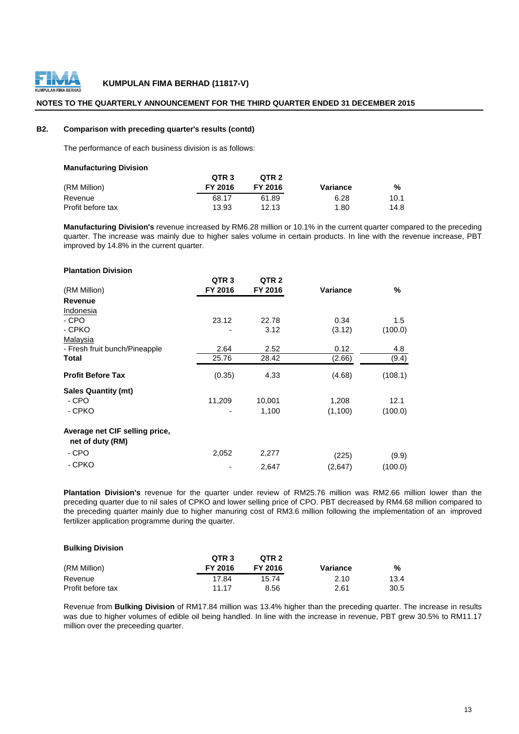**KUMPULAN FIMA BERHAD (11817-V)**

**NOTES TO THE QUARTERLY ANNOUNCEMENT FOR THE THIRD QUARTER ENDED 31 DECEMBER 2015**

**B2. Comparison with preceding quarter's results (contd)**

The performance of each business division is as follows:

**Manufacturing Division**

| (RM Million) | QTR 3 FY 2016 | QTR 2 FY 2016 | Variance | % |
|---|---|---|---|---|
| Revenue | 68.17 | 61.89 | 6.28 | 10.1 |
| Profit before tax | 13.93 | 12.13 | 1.80 | 14.8 |

**Manufacturing Division's** revenue increased by RM6.28 million or 10.1% in the current quarter compared to the preceding quarter. The increase was mainly due to higher sales volume in certain products. In line with the revenue increase, PBT improved by 14.8% in the current quarter.

**Plantation Division**

| (RM Million) | QTR 3 FY 2016 | QTR 2 FY 2016 | Variance | % |
|---|---|---|---|---|
| **Revenue** | | | | |
| Indonesia | | | | |
| - CPO | 23.12 | 22.78 | 0.34 | 1.5 |
| - CPKO | - | 3.12 | (3.12) | (100.0) |
| Malaysia | | | | |
| - Fresh fruit bunch/Pineapple | 2.64 | 2.52 | 0.12 | 4.8 |
| **Total** | 25.76 | 28.42 | (2.66) | (9.4) |
| **Profit Before Tax** | (0.35) | 4.33 | (4.68) | (108.1) |
| **Sales Quantity (mt)** | | | | |
| - CPO | 11,209 | 10,001 | 1,208 | 12.1 |
| - CPKO | - | 1,100 | (1,100) | (100.0) |
| **Average net CIF selling price, net of duty (RM)** | | | | |
| - CPO | 2,052 | 2,277 | (225) | (9.9) |
| - CPKO | - | 2,647 | (2,647) | (100.0) |

**Plantation Division's** revenue for the quarter under review of RM25.76 million was RM2.66 million lower than the preceding quarter due to nil sales of CPKO and lower selling price of CPO. PBT decreased by RM4.68 million compared to the preceding quarter mainly due to higher manuring cost of RM3.6 million following the implementation of an improved fertilizer application programme during the quarter.

**Bulking Division**

| (RM Million) | QTR 3 FY 2016 | QTR 2 FY 2016 | Variance | % |
|---|---|---|---|---|
| Revenue | 17.84 | 15.74 | 2.10 | 13.4 |
| Profit before tax | 11.17 | 8.56 | 2.61 | 30.5 |

Revenue from **Bulking Division** of RM17.84 million was 13.4% higher than the preceding quarter. The increase in results was due to higher volumes of edible oil being handled. In line with the increase in revenue, PBT grew 30.5% to RM11.17 million over the preceeding quarter.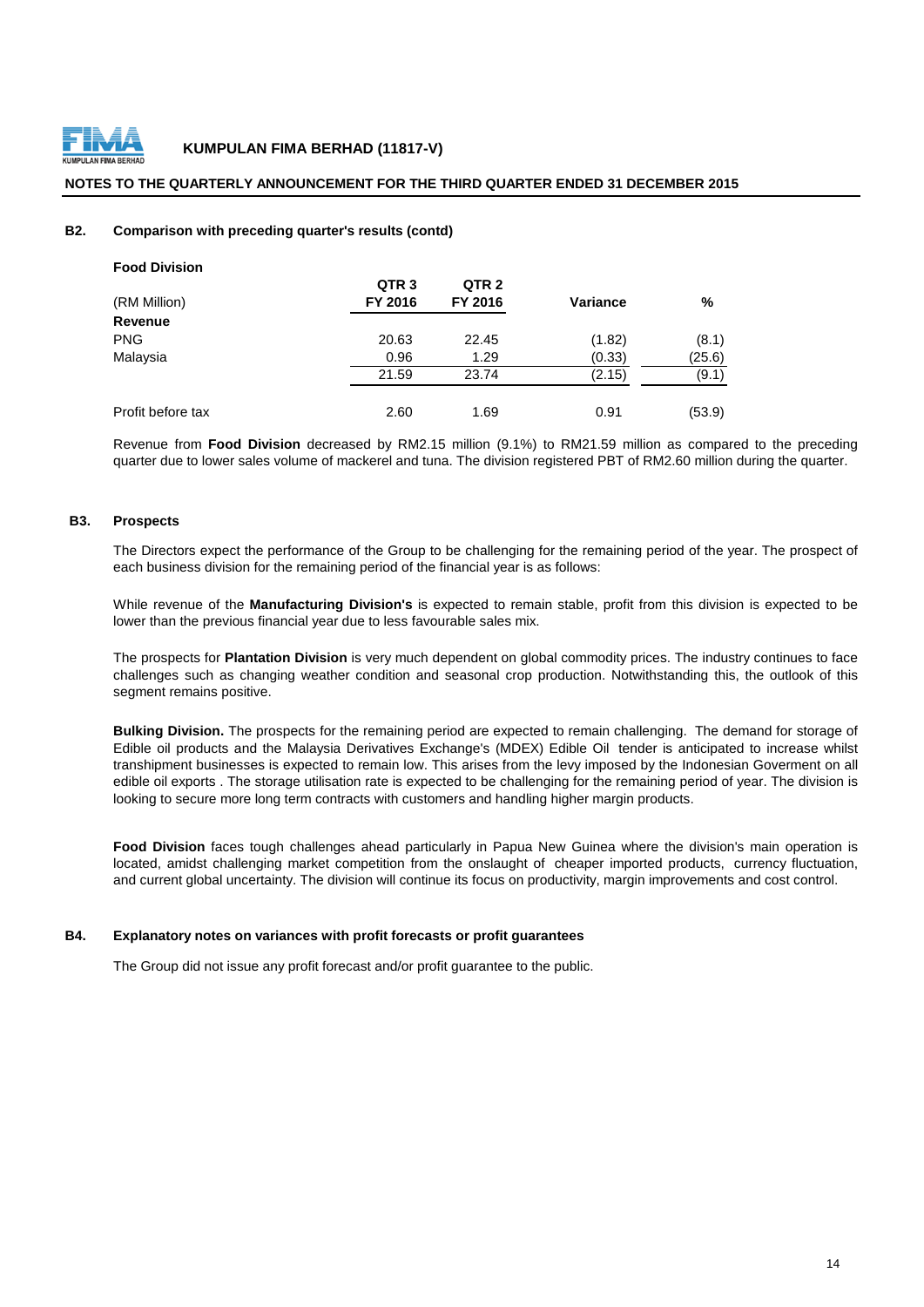## B2. Comparison with preceding quarter's results (contd)

**Food Division**

| (RM Million) | QTR 3 FY 2016 | QTR 2 FY 2016 | Variance | % |
|---|---|---|---|---|
| **Revenue** | | | | |
| PNG | 20.63 | 22.45 | (1.82) | (8.1) |
| Malaysia | 0.96 | 1.29 | (0.33) | (25.6) |
| | 21.59 | 23.74 | (2.15) | (9.1) |
| Profit before tax | 2.60 | 1.69 | 0.91 | (53.9) |

Revenue from **Food Division** decreased by RM2.15 million (9.1%) to RM21.59 million as compared to the preceding quarter due to lower sales volume of mackerel and tuna. The division registered PBT of RM2.60 million during the quarter.

## B3. Prospects

The Directors expect the performance of the Group to be challenging for the remaining period of the year. The prospect of each business division for the remaining period of the financial year is as follows:

While revenue of the **Manufacturing Division's** is expected to remain stable, profit from this division is expected to be lower than the previous financial year due to less favourable sales mix.

The prospects for **Plantation Division** is very much dependent on global commodity prices. The industry continues to face challenges such as changing weather condition and seasonal crop production. Notwithstanding this, the outlook of this segment remains positive.

**Bulking Division.** The prospects for the remaining period are expected to remain challenging. The demand for storage of Edible oil products and the Malaysia Derivatives Exchange's (MDEX) Edible Oil tender is anticipated to increase whilst transhipment businesses is expected to remain low. This arises from the levy imposed by the Indonesian Goverment on all edible oil exports . The storage utilisation rate is expected to be challenging for the remaining period of year. The division is looking to secure more long term contracts with customers and handling higher margin products.

**Food Division** faces tough challenges ahead particularly in Papua New Guinea where the division's main operation is located, amidst challenging market competition from the onslaught of cheaper imported products, currency fluctuation, and current global uncertainty. The division will continue its focus on productivity, margin improvements and cost control.

## B4. Explanatory notes on variances with profit forecasts or profit guarantees

The Group did not issue any profit forecast and/or profit guarantee to the public.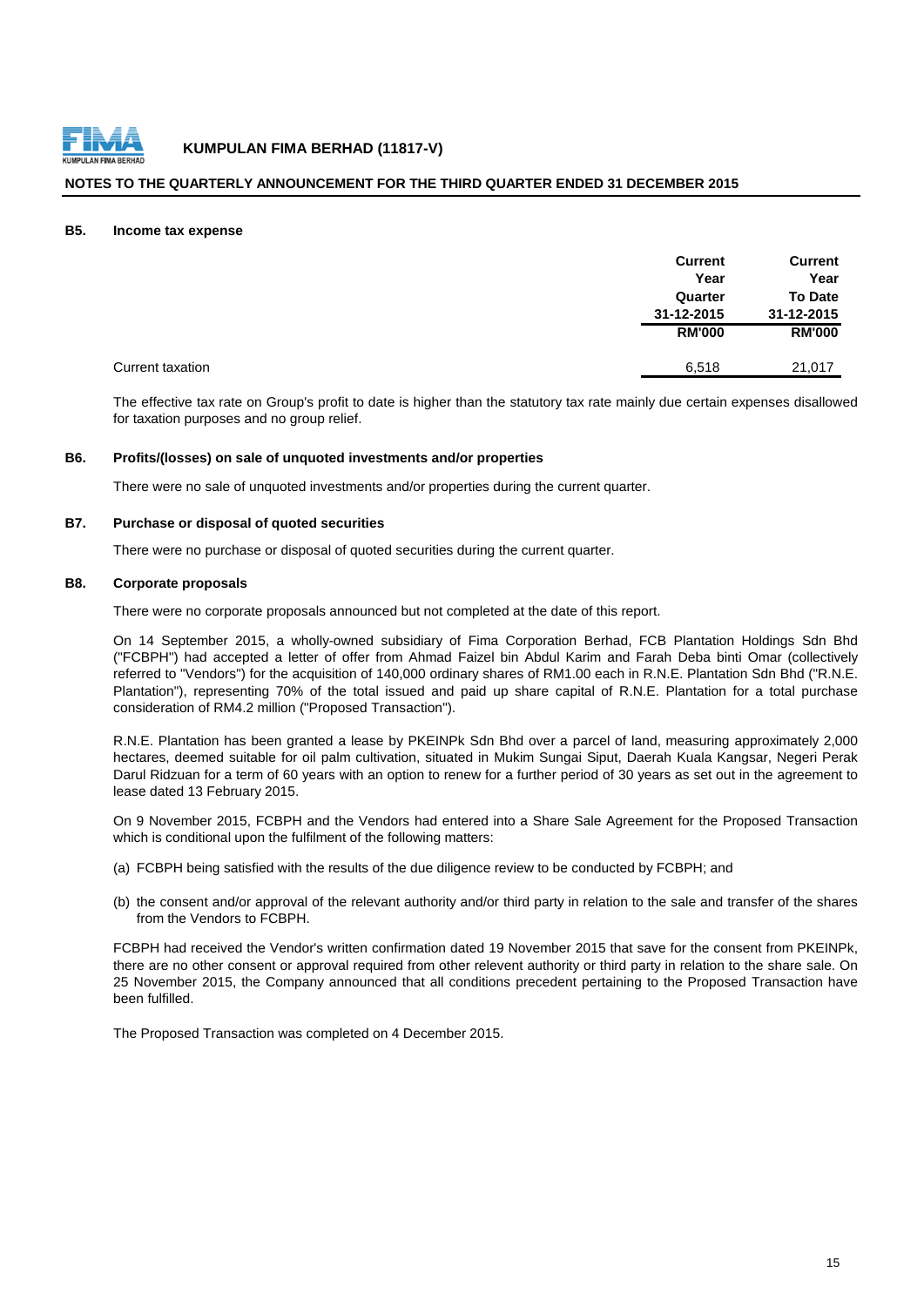**KUMPULAN FIMA BERHAD (11817-V)**

**NOTES TO THE QUARTERLY ANNOUNCEMENT FOR THE THIRD QUARTER ENDED 31 DECEMBER 2015**

## B5. Income tax expense

| | Current Year Quarter 31-12-2015 RM'000 | Current Year To Date 31-12-2015 RM'000 |
|---|---|---|
| Current taxation | 6,518 | 21,017 |

The effective tax rate on Group's profit to date is higher than the statutory tax rate mainly due certain expenses disallowed for taxation purposes and no group relief.

## B6. Profits/(losses) on sale of unquoted investments and/or properties

There were no sale of unquoted investments and/or properties during the current quarter.

## B7. Purchase or disposal of quoted securities

There were no purchase or disposal of quoted securities during the current quarter.

## B8. Corporate proposals

There were no corporate proposals announced but not completed at the date of this report.

On 14 September 2015, a wholly-owned subsidiary of Fima Corporation Berhad, FCB Plantation Holdings Sdn Bhd ("FCBPH") had accepted a letter of offer from Ahmad Faizel bin Abdul Karim and Farah Deba binti Omar (collectively referred to "Vendors") for the acquisition of 140,000 ordinary shares of RM1.00 each in R.N.E. Plantation Sdn Bhd ("R.N.E. Plantation"), representing 70% of the total issued and paid up share capital of R.N.E. Plantation for a total purchase consideration of RM4.2 million ("Proposed Transaction").

R.N.E. Plantation has been granted a lease by PKEINPk Sdn Bhd over a parcel of land, measuring approximately 2,000 hectares, deemed suitable for oil palm cultivation, situated in Mukim Sungai Siput, Daerah Kuala Kangsar, Negeri Perak Darul Ridzuan for a term of 60 years with an option to renew for a further period of 30 years as set out in the agreement to lease dated 13 February 2015.

On 9 November 2015, FCBPH and the Vendors had entered into a Share Sale Agreement for the Proposed Transaction which is conditional upon the fulfilment of the following matters:

(a) FCBPH being satisfied with the results of the due diligence review to be conducted by FCBPH; and

(b) the consent and/or approval of the relevant authority and/or third party in relation to the sale and transfer of the shares from the Vendors to FCBPH.

FCBPH had received the Vendor's written confirmation dated 19 November 2015 that save for the consent from PKEINPk, there are no other consent or approval required from other relevent authority or third party in relation to the share sale. On 25 November 2015, the Company announced that all conditions precedent pertaining to the Proposed Transaction have been fulfilled.

The Proposed Transaction was completed on 4 December 2015.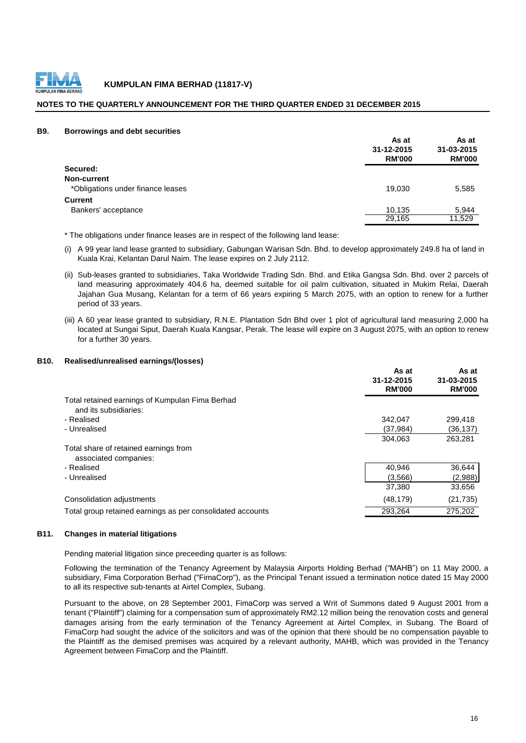## NOTES TO THE QUARTERLY ANNOUNCEMENT FOR THE THIRD QUARTER ENDED 31 DECEMBER 2015

### B9. Borrowings and debt securities

| | As at 31-12-2015 RM'000 | As at 31-03-2015 RM'000 |
|---|---|---|
| **Secured:** | | |
| **Non-current** | | |
| *Obligations under finance leases | 19,030 | 5,585 |
| **Current** | | |
| Bankers' acceptance | 10,135 | 5,944 |
| | 29,165 | 11,529 |

* The obligations under finance leases are in respect of the following land lease:

(i) A 99 year land lease granted to subsidiary, Gabungan Warisan Sdn. Bhd. to develop approximately 249.8 ha of land in Kuala Krai, Kelantan Darul Naim. The lease expires on 2 July 2112.

(ii) Sub-leases granted to subsidiaries, Taka Worldwide Trading Sdn. Bhd. and Etika Gangsa Sdn. Bhd. over 2 parcels of land measuring approximately 404.6 ha, deemed suitable for oil palm cultivation, situated in Mukim Relai, Daerah Jajahan Gua Musang, Kelantan for a term of 66 years expiring 5 March 2075, with an option to renew for a further period of 33 years.

(iii) A 60 year lease granted to subsidiary, R.N.E. Plantation Sdn Bhd over 1 plot of agricultural land measuring 2,000 ha located at Sungai Siput, Daerah Kuala Kangsar, Perak. The lease will expire on 3 August 2075, with an option to renew for a further 30 years.

### B10. Realised/unrealised earnings/(losses)

| | As at 31-12-2015 RM'000 | As at 31-03-2015 RM'000 |
|---|---|---|
| Total retained earnings of Kumpulan Fima Berhad and its subsidiaries: | | |
| - Realised | 342,047 | 299,418 |
| - Unrealised | (37,984) | (36,137) |
| | 304,063 | 263,281 |
| Total share of retained earnings from associated companies: | | |
| - Realised | 40,946 | 36,644 |
| - Unrealised | (3,566) | (2,988) |
| | 37,380 | 33,656 |
| Consolidation adjustments | (48,179) | (21,735) |
| Total group retained earnings as per consolidated accounts | 293,264 | 275,202 |

### B11. Changes in material litigations

Pending material litigation since preceeding quarter is as follows:

Following the termination of the Tenancy Agreement by Malaysia Airports Holding Berhad ("MAHB") on 11 May 2000, a subsidiary, Fima Corporation Berhad ("FimaCorp"), as the Principal Tenant issued a termination notice dated 15 May 2000 to all its respective sub-tenants at Airtel Complex, Subang.

Pursuant to the above, on 28 September 2001, FimaCorp was served a Writ of Summons dated 9 August 2001 from a tenant ("Plaintiff") claiming for a compensation sum of approximately RM2.12 million being the renovation costs and general damages arising from the early termination of the Tenancy Agreement at Airtel Complex, in Subang. The Board of FimaCorp had sought the advice of the solicitors and was of the opinion that there should be no compensation payable to the Plaintiff as the demised premises was acquired by a relevant authority, MAHB, which was provided in the Tenancy Agreement between FimaCorp and the Plaintiff.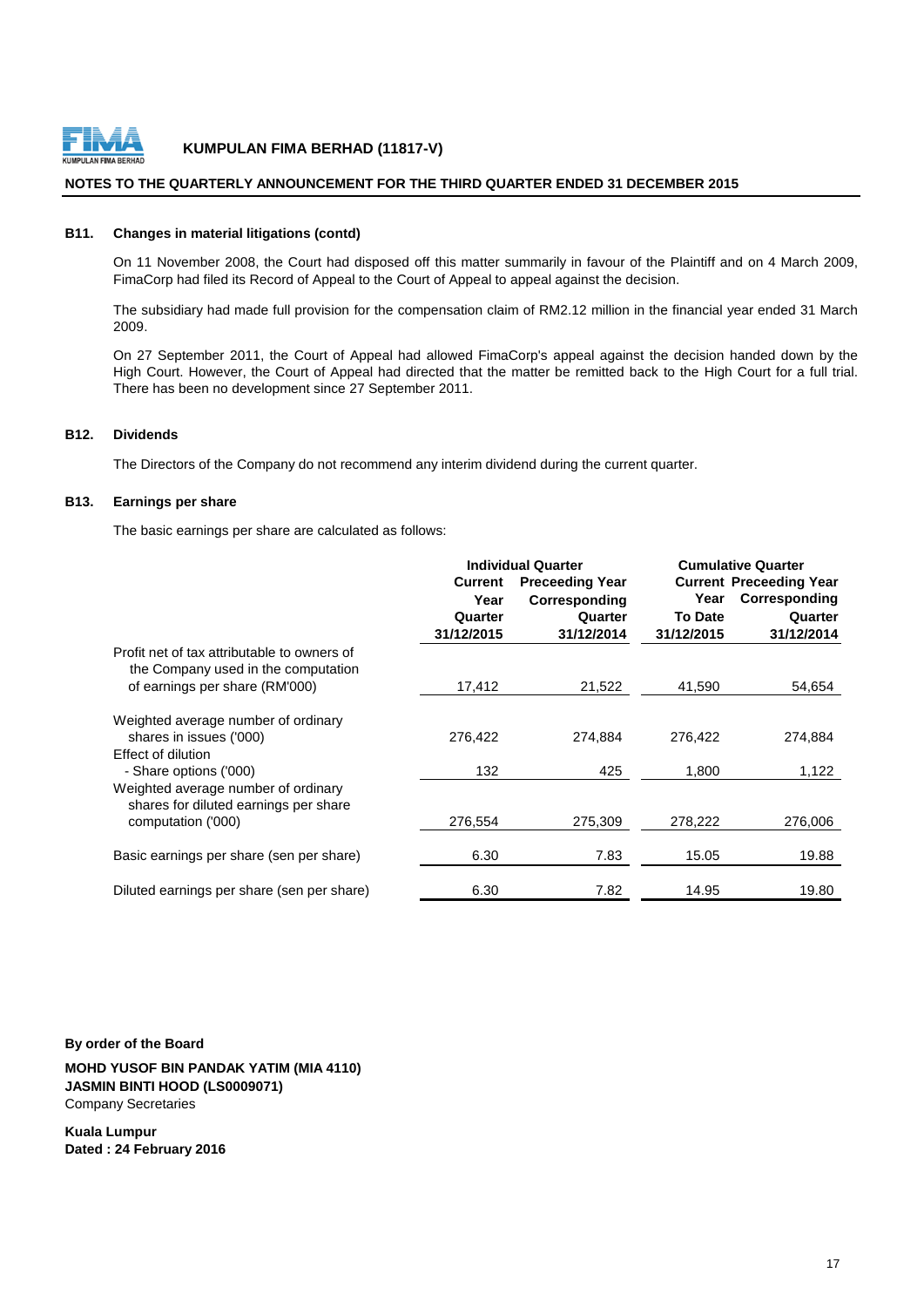**KUMPULAN FIMA BERHAD (11817-V)**

**NOTES TO THE QUARTERLY ANNOUNCEMENT FOR THE THIRD QUARTER ENDED 31 DECEMBER 2015**

### B11. Changes in material litigations (contd)

On 11 November 2008, the Court had disposed off this matter summarily in favour of the Plaintiff and on 4 March 2009, FimaCorp had filed its Record of Appeal to the Court of Appeal to appeal against the decision.

The subsidiary had made full provision for the compensation claim of RM2.12 million in the financial year ended 31 March 2009.

On 27 September 2011, the Court of Appeal had allowed FimaCorp's appeal against the decision handed down by the High Court. However, the Court of Appeal had directed that the matter be remitted back to the High Court for a full trial. There has been no development since 27 September 2011.

### B12. Dividends

The Directors of the Company do not recommend any interim dividend during the current quarter.

### B13. Earnings per share

The basic earnings per share are calculated as follows:

| | Individual Quarter | | Cumulative Quarter | |
|---|---|---|---|---|
| | Current Year Quarter 31/12/2015 | Preceeding Year Corresponding Quarter 31/12/2014 | Current Year To Date 31/12/2015 | Preceeding Year Corresponding Quarter 31/12/2014 |
| Profit net of tax attributable to owners of the Company used in the computation of earnings per share (RM'000) | 17,412 | 21,522 | 41,590 | 54,654 |
| Weighted average number of ordinary shares in issues ('000) | 276,422 | 274,884 | 276,422 | 274,884 |
| Effect of dilution | | | | |
| - Share options ('000) | 132 | 425 | 1,800 | 1,122 |
| Weighted average number of ordinary shares for diluted earnings per share computation ('000) | 276,554 | 275,309 | 278,222 | 276,006 |
| Basic earnings per share (sen per share) | 6.30 | 7.83 | 15.05 | 19.88 |
| Diluted earnings per share (sen per share) | 6.30 | 7.82 | 14.95 | 19.80 |

**By order of the Board**

**MOHD YUSOF BIN PANDAK YATIM (MIA 4110)**
**JASMIN BINTI HOOD (LS0009071)**
Company Secretaries

**Kuala Lumpur**
**Dated : 24 February 2016**